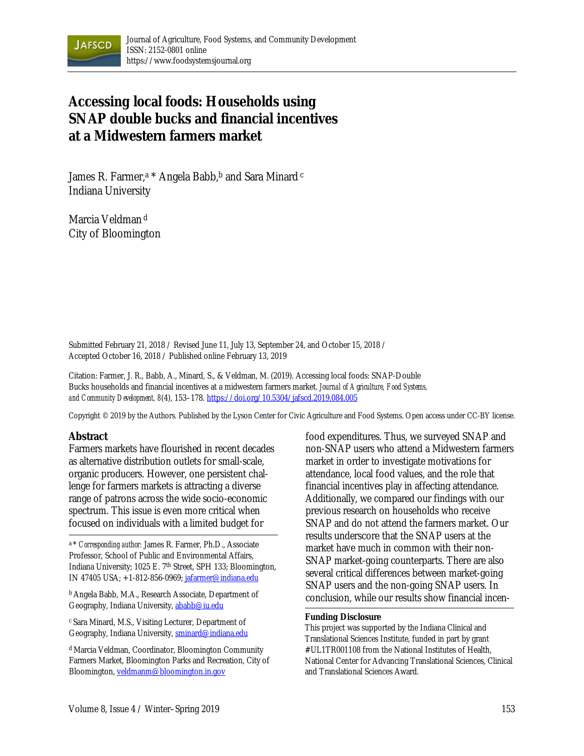Journal of Agriculture, Food Systems, and Community Development
ISSN: 2152-0801 online
https://www.foodsystemsjournal.org

# Accessing local foods: Households using SNAP double bucks and financial incentives at a Midwestern farmers market

James R. Farmer,[a] * Angela Babb,[b] and Sara Minard[c]
Indiana University

Marcia Veldman[d]
City of Bloomington

Submitted February 21, 2018 / Revised June 11, July 13, September 24, and October 15, 2018 / Accepted October 16, 2018 / Published online February 13, 2019

Citation: Farmer, J. R., Babb, A., Minard, S., & Veldman, M. (2019). Accessing local foods: SNAP-Double Bucks households and financial incentives at a midwestern farmers market. *Journal of Agriculture, Food Systems, and Community Development, 8*(4), 153–178. https://doi.org/10.5304/jafscd.2019.084.005

Copyright © 2019 by the Authors. Published by the Lyson Center for Civic Agriculture and Food Systems. Open access under CC-BY license.

## Abstract

Farmers markets have flourished in recent decades as alternative distribution outlets for small-scale, organic producers. However, one persistent challenge for farmers markets is attracting a diverse range of patrons across the wide socio-economic spectrum. This issue is even more critical when focused on individuals with a limited budget for food expenditures. Thus, we surveyed SNAP and non-SNAP users who attend a Midwestern farmers market in order to investigate motivations for attendance, local food values, and the role that financial incentives play in affecting attendance. Additionally, we compared our findings with our previous research on households who receive SNAP and do not attend the farmers market. Our results underscore that the SNAP users at the market have much in common with their non-SNAP market-going counterparts. There are also several critical differences between market-going SNAP users and the non-going SNAP users. In conclusion, while our results show financial incen-

[a] * *Corresponding author:* James R. Farmer, Ph.D., Associate Professor, School of Public and Environmental Affairs, Indiana University; 1025 E. 7th Street, SPH 133; Bloomington, IN 47405 USA; +1-812-856-0969; jafarmer@indiana.edu

[b] Angela Babb, M.A., Research Associate, Department of Geography, Indiana University, ababb@iu.edu

[c] Sara Minard, M.S., Visiting Lecturer, Department of Geography, Indiana University, sminard@indiana.edu

[d] Marcia Veldman, Coordinator, Bloomington Community Farmers Market, Bloomington Parks and Recreation, City of Bloomington, veldmanm@bloomington.in.gov

**Funding Disclosure**

This project was supported by the Indiana Clinical and Translational Sciences Institute, funded in part by grant #UL1TR001108 from the National Institutes of Health, National Center for Advancing Translational Sciences, Clinical and Translational Sciences Award.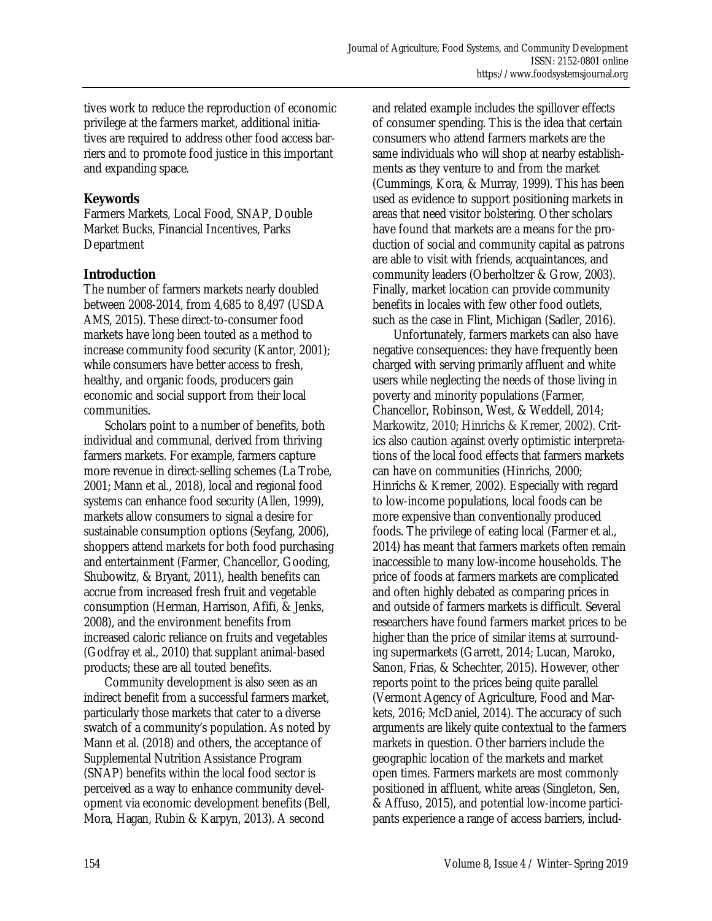tives work to reduce the reproduction of economic privilege at the farmers market, additional initiatives are required to address other food access barriers and to promote food justice in this important and expanding space.

**Keywords**

Farmers Markets, Local Food, SNAP, Double Market Bucks, Financial Incentives, Parks Department

## Introduction

The number of farmers markets nearly doubled between 2008-2014, from 4,685 to 8,497 (USDA AMS, 2015). These direct-to-consumer food markets have long been touted as a method to increase community food security (Kantor, 2001); while consumers have better access to fresh, healthy, and organic foods, producers gain economic and social support from their local communities.

Scholars point to a number of benefits, both individual and communal, derived from thriving farmers markets. For example, farmers capture more revenue in direct-selling schemes (La Trobe, 2001; Mann et al., 2018), local and regional food systems can enhance food security (Allen, 1999), markets allow consumers to signal a desire for sustainable consumption options (Seyfang, 2006), shoppers attend markets for both food purchasing and entertainment (Farmer, Chancellor, Gooding, Shubowitz, & Bryant, 2011), health benefits can accrue from increased fresh fruit and vegetable consumption (Herman, Harrison, Afifi, & Jenks, 2008), and the environment benefits from increased caloric reliance on fruits and vegetables (Godfray et al., 2010) that supplant animal-based products; these are all touted benefits.

Community development is also seen as an indirect benefit from a successful farmers market, particularly those markets that cater to a diverse swatch of a community's population. As noted by Mann et al. (2018) and others, the acceptance of Supplemental Nutrition Assistance Program (SNAP) benefits within the local food sector is perceived as a way to enhance community development via economic development benefits (Bell, Mora, Hagan, Rubin & Karpyn, 2013). A second and related example includes the spillover effects of consumer spending. This is the idea that certain consumers who attend farmers markets are the same individuals who will shop at nearby establishments as they venture to and from the market (Cummings, Kora, & Murray, 1999). This has been used as evidence to support positioning markets in areas that need visitor bolstering. Other scholars have found that markets are a means for the production of social and community capital as patrons are able to visit with friends, acquaintances, and community leaders (Oberholtzer & Grow, 2003). Finally, market location can provide community benefits in locales with few other food outlets, such as the case in Flint, Michigan (Sadler, 2016).

Unfortunately, farmers markets can also have negative consequences: they have frequently been charged with serving primarily affluent and white users while neglecting the needs of those living in poverty and minority populations (Farmer, Chancellor, Robinson, West, & Weddell, 2014; Markowitz, 2010; Hinrichs & Kremer, 2002). Critics also caution against overly optimistic interpretations of the local food effects that farmers markets can have on communities (Hinrichs, 2000; Hinrichs & Kremer, 2002). Especially with regard to low-income populations, local foods can be more expensive than conventionally produced foods. The privilege of eating local (Farmer et al., 2014) has meant that farmers markets often remain inaccessible to many low-income households. The price of foods at farmers markets are complicated and often highly debated as comparing prices in and outside of farmers markets is difficult. Several researchers have found farmers market prices to be higher than the price of similar items at surrounding supermarkets (Garrett, 2014; Lucan, Maroko, Sanon, Frias, & Schechter, 2015). However, other reports point to the prices being quite parallel (Vermont Agency of Agriculture, Food and Markets, 2016; McDaniel, 2014). The accuracy of such arguments are likely quite contextual to the farmers markets in question. Other barriers include the geographic location of the markets and market open times. Farmers markets are most commonly positioned in affluent, white areas (Singleton, Sen, & Affuso, 2015), and potential low-income participants experience a range of access barriers, includ-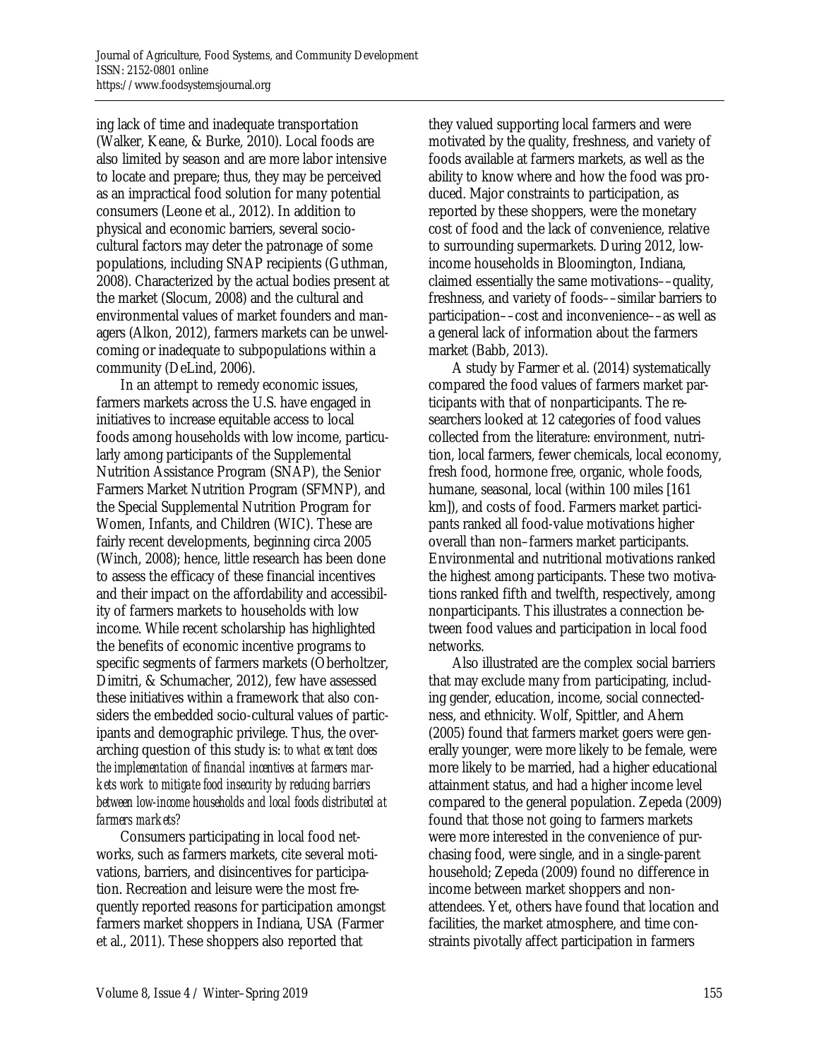ing lack of time and inadequate transportation (Walker, Keane, & Burke, 2010). Local foods are also limited by season and are more labor intensive to locate and prepare; thus, they may be perceived as an impractical food solution for many potential consumers (Leone et al., 2012). In addition to physical and economic barriers, several socio-cultural factors may deter the patronage of some populations, including SNAP recipients (Guthman, 2008). Characterized by the actual bodies present at the market (Slocum, 2008) and the cultural and environmental values of market founders and managers (Alkon, 2012), farmers markets can be unwelcoming or inadequate to subpopulations within a community (DeLind, 2006).

In an attempt to remedy economic issues, farmers markets across the U.S. have engaged in initiatives to increase equitable access to local foods among households with low income, particularly among participants of the Supplemental Nutrition Assistance Program (SNAP), the Senior Farmers Market Nutrition Program (SFMNP), and the Special Supplemental Nutrition Program for Women, Infants, and Children (WIC). These are fairly recent developments, beginning circa 2005 (Winch, 2008); hence, little research has been done to assess the efficacy of these financial incentives and their impact on the affordability and accessibility of farmers markets to households with low income. While recent scholarship has highlighted the benefits of economic incentive programs to specific segments of farmers markets (Oberholtzer, Dimitri, & Schumacher, 2012), few have assessed these initiatives within a framework that also considers the embedded socio-cultural values of participants and demographic privilege. Thus, the overarching question of this study is: *to what extent does the implementation of financial incentives at farmers markets work to mitigate food insecurity by reducing barriers between low-income households and local foods distributed at farmers markets?*

Consumers participating in local food networks, such as farmers markets, cite several motivations, barriers, and disincentives for participation. Recreation and leisure were the most frequently reported reasons for participation amongst farmers market shoppers in Indiana, USA (Farmer et al., 2011). These shoppers also reported that they valued supporting local farmers and were motivated by the quality, freshness, and variety of foods available at farmers markets, as well as the ability to know where and how the food was produced. Major constraints to participation, as reported by these shoppers, were the monetary cost of food and the lack of convenience, relative to surrounding supermarkets. During 2012, low-income households in Bloomington, Indiana, claimed essentially the same motivations––quality, freshness, and variety of foods––similar barriers to participation––cost and inconvenience––as well as a general lack of information about the farmers market (Babb, 2013).

A study by Farmer et al. (2014) systematically compared the food values of farmers market participants with that of nonparticipants. The researchers looked at 12 categories of food values collected from the literature: environment, nutrition, local farmers, fewer chemicals, local economy, fresh food, hormone free, organic, whole foods, humane, seasonal, local (within 100 miles [161 km]), and costs of food. Farmers market participants ranked all food-value motivations higher overall than non–farmers market participants. Environmental and nutritional motivations ranked the highest among participants. These two motivations ranked fifth and twelfth, respectively, among nonparticipants. This illustrates a connection between food values and participation in local food networks.

Also illustrated are the complex social barriers that may exclude many from participating, including gender, education, income, social connectedness, and ethnicity. Wolf, Spittler, and Ahern (2005) found that farmers market goers were generally younger, were more likely to be female, were more likely to be married, had a higher educational attainment status, and had a higher income level compared to the general population. Zepeda (2009) found that those not going to farmers markets were more interested in the convenience of purchasing food, were single, and in a single-parent household; Zepeda (2009) found no difference in income between market shoppers and non-attendees. Yet, others have found that location and facilities, the market atmosphere, and time constraints pivotally affect participation in farmers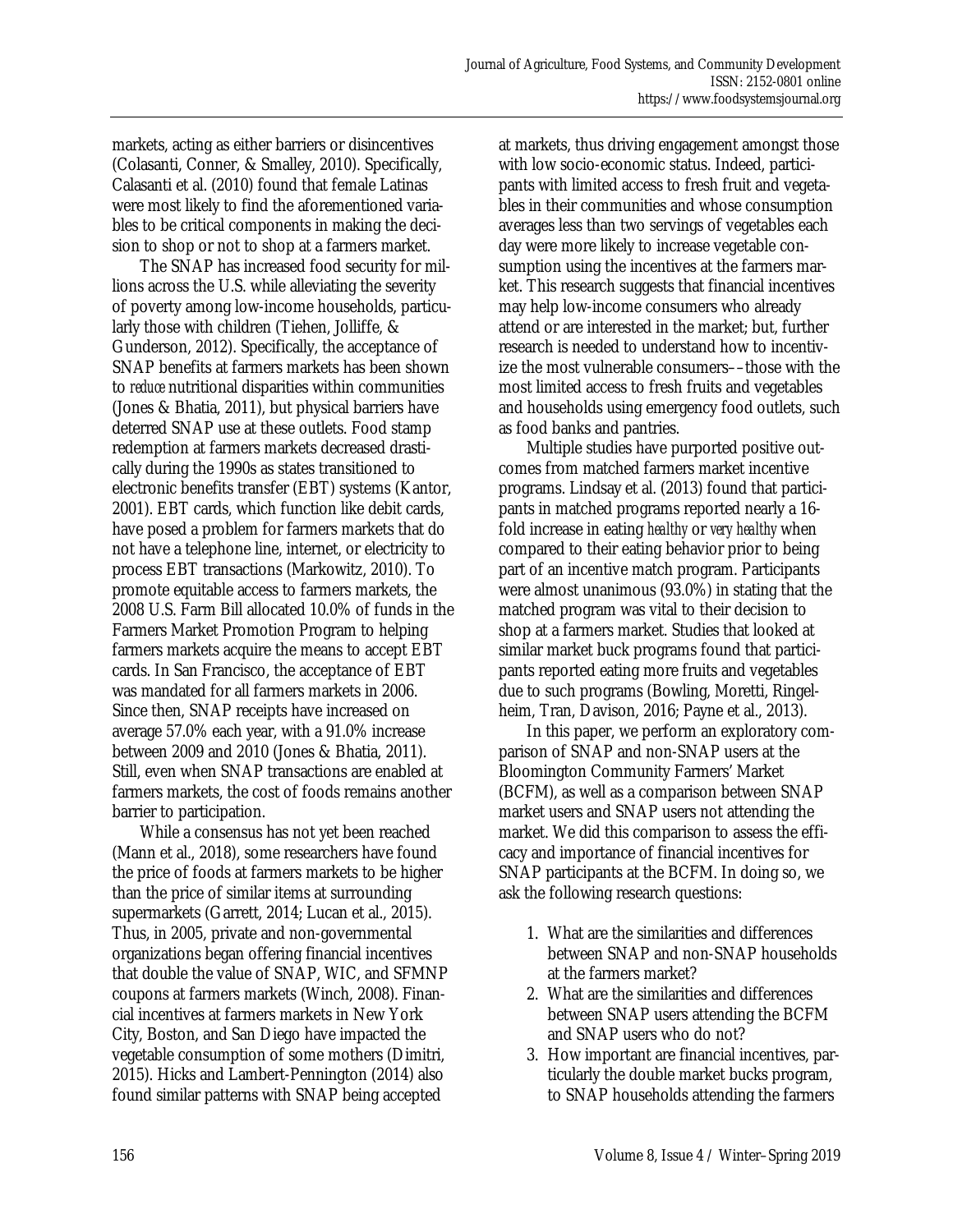markets, acting as either barriers or disincentives (Colasanti, Conner, & Smalley, 2010). Specifically, Calasanti et al. (2010) found that female Latinas were most likely to find the aforementioned variables to be critical components in making the decision to shop or not to shop at a farmers market.

The SNAP has increased food security for millions across the U.S. while alleviating the severity of poverty among low-income households, particularly those with children (Tiehen, Jolliffe, & Gunderson, 2012). Specifically, the acceptance of SNAP benefits at farmers markets has been shown to *reduce* nutritional disparities within communities (Jones & Bhatia, 2011), but physical barriers have deterred SNAP use at these outlets. Food stamp redemption at farmers markets decreased drastically during the 1990s as states transitioned to electronic benefits transfer (EBT) systems (Kantor, 2001). EBT cards, which function like debit cards, have posed a problem for farmers markets that do not have a telephone line, internet, or electricity to process EBT transactions (Markowitz, 2010). To promote equitable access to farmers markets, the 2008 U.S. Farm Bill allocated 10.0% of funds in the Farmers Market Promotion Program to helping farmers markets acquire the means to accept EBT cards. In San Francisco, the acceptance of EBT was mandated for all farmers markets in 2006. Since then, SNAP receipts have increased on average 57.0% each year, with a 91.0% increase between 2009 and 2010 (Jones & Bhatia, 2011). Still, even when SNAP transactions are enabled at farmers markets, the cost of foods remains another barrier to participation.

While a consensus has not yet been reached (Mann et al., 2018), some researchers have found the price of foods at farmers markets to be higher than the price of similar items at surrounding supermarkets (Garrett, 2014; Lucan et al., 2015). Thus, in 2005, private and non-governmental organizations began offering financial incentives that double the value of SNAP, WIC, and SFMNP coupons at farmers markets (Winch, 2008). Financial incentives at farmers markets in New York City, Boston, and San Diego have impacted the vegetable consumption of some mothers (Dimitri, 2015). Hicks and Lambert-Pennington (2014) also found similar patterns with SNAP being accepted at markets, thus driving engagement amongst those with low socio-economic status. Indeed, participants with limited access to fresh fruit and vegetables in their communities and whose consumption averages less than two servings of vegetables each day were more likely to increase vegetable consumption using the incentives at the farmers market. This research suggests that financial incentives may help low-income consumers who already attend or are interested in the market; but, further research is needed to understand how to incentivize the most vulnerable consumers––those with the most limited access to fresh fruits and vegetables and households using emergency food outlets, such as food banks and pantries.

Multiple studies have purported positive outcomes from matched farmers market incentive programs. Lindsay et al. (2013) found that participants in matched programs reported nearly a 16-fold increase in eating *healthy* or *very healthy* when compared to their eating behavior prior to being part of an incentive match program. Participants were almost unanimous (93.0%) in stating that the matched program was vital to their decision to shop at a farmers market. Studies that looked at similar market buck programs found that participants reported eating more fruits and vegetables due to such programs (Bowling, Moretti, Ringelheim, Tran, Davison, 2016; Payne et al., 2013).

In this paper, we perform an exploratory comparison of SNAP and non-SNAP users at the Bloomington Community Farmers' Market (BCFM), as well as a comparison between SNAP market users and SNAP users not attending the market. We did this comparison to assess the efficacy and importance of financial incentives for SNAP participants at the BCFM. In doing so, we ask the following research questions:

1. What are the similarities and differences between SNAP and non-SNAP households at the farmers market?
2. What are the similarities and differences between SNAP users attending the BCFM and SNAP users who do not?
3. How important are financial incentives, particularly the double market bucks program, to SNAP households attending the farmers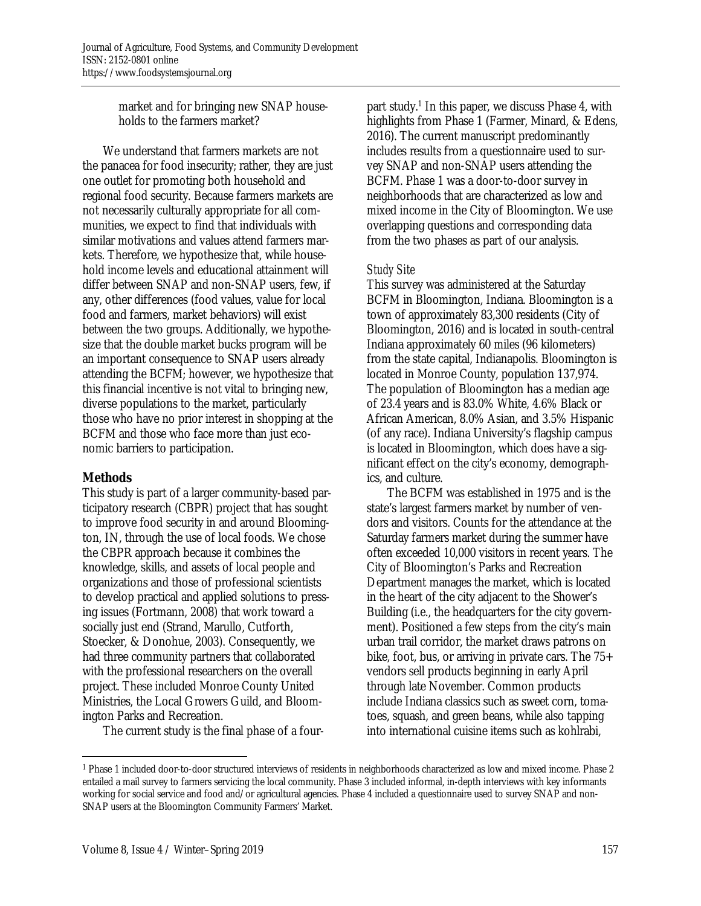market and for bringing new SNAP households to the farmers market?

We understand that farmers markets are not the panacea for food insecurity; rather, they are just one outlet for promoting both household and regional food security. Because farmers markets are not necessarily culturally appropriate for all communities, we expect to find that individuals with similar motivations and values attend farmers markets. Therefore, we hypothesize that, while household income levels and educational attainment will differ between SNAP and non-SNAP users, few, if any, other differences (food values, value for local food and farmers, market behaviors) will exist between the two groups. Additionally, we hypothesize that the double market bucks program will be an important consequence to SNAP users already attending the BCFM; however, we hypothesize that this financial incentive is not vital to bringing new, diverse populations to the market, particularly those who have no prior interest in shopping at the BCFM and those who face more than just economic barriers to participation.

## Methods

This study is part of a larger community-based participatory research (CBPR) project that has sought to improve food security in and around Bloomington, IN, through the use of local foods. We chose the CBPR approach because it combines the knowledge, skills, and assets of local people and organizations and those of professional scientists to develop practical and applied solutions to pressing issues (Fortmann, 2008) that work toward a socially just end (Strand, Marullo, Cutforth, Stoecker, & Donohue, 2003). Consequently, we had three community partners that collaborated with the professional researchers on the overall project. These included Monroe County United Ministries, the Local Growers Guild, and Bloomington Parks and Recreation.

The current study is the final phase of a four-part study.[1] In this paper, we discuss Phase 4, with highlights from Phase 1 (Farmer, Minard, & Edens, 2016). The current manuscript predominantly includes results from a questionnaire used to survey SNAP and non-SNAP users attending the BCFM. Phase 1 was a door-to-door survey in neighborhoods that are characterized as low and mixed income in the City of Bloomington. We use overlapping questions and corresponding data from the two phases as part of our analysis.

### *Study Site*

This survey was administered at the Saturday BCFM in Bloomington, Indiana. Bloomington is a town of approximately 83,300 residents (City of Bloomington, 2016) and is located in south-central Indiana approximately 60 miles (96 kilometers) from the state capital, Indianapolis. Bloomington is located in Monroe County, population 137,974. The population of Bloomington has a median age of 23.4 years and is 83.0% White, 4.6% Black or African American, 8.0% Asian, and 3.5% Hispanic (of any race). Indiana University's flagship campus is located in Bloomington, which does have a significant effect on the city's economy, demographics, and culture.

The BCFM was established in 1975 and is the state's largest farmers market by number of vendors and visitors. Counts for the attendance at the Saturday farmers market during the summer have often exceeded 10,000 visitors in recent years. The City of Bloomington's Parks and Recreation Department manages the market, which is located in the heart of the city adjacent to the Shower's Building (i.e., the headquarters for the city government). Positioned a few steps from the city's main urban trail corridor, the market draws patrons on bike, foot, bus, or arriving in private cars. The 75+ vendors sell products beginning in early April through late November. Common products include Indiana classics such as sweet corn, tomatoes, squash, and green beans, while also tapping into international cuisine items such as kohlrabi,

---

[1] Phase 1 included door-to-door structured interviews of residents in neighborhoods characterized as low and mixed income. Phase 2 entailed a mail survey to farmers servicing the local community. Phase 3 included informal, in-depth interviews with key informants working for social service and food and/or agricultural agencies. Phase 4 included a questionnaire used to survey SNAP and non-SNAP users at the Bloomington Community Farmers' Market.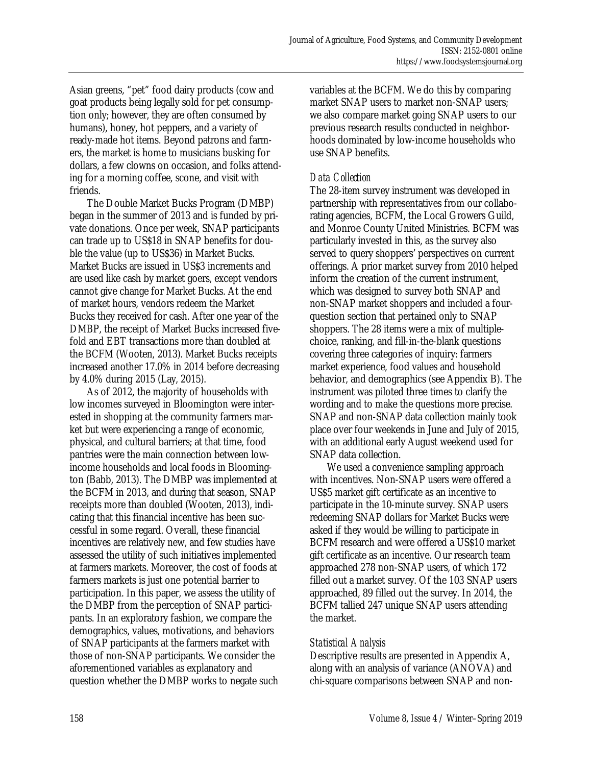Asian greens, "pet" food dairy products (cow and goat products being legally sold for pet consumption only; however, they are often consumed by humans), honey, hot peppers, and a variety of ready-made hot items. Beyond patrons and farmers, the market is home to musicians busking for dollars, a few clowns on occasion, and folks attending for a morning coffee, scone, and visit with friends.

The Double Market Bucks Program (DMBP) began in the summer of 2013 and is funded by private donations. Once per week, SNAP participants can trade up to US$18 in SNAP benefits for double the value (up to US$36) in Market Bucks. Market Bucks are issued in US$3 increments and are used like cash by market goers, except vendors cannot give change for Market Bucks. At the end of market hours, vendors redeem the Market Bucks they received for cash. After one year of the DMBP, the receipt of Market Bucks increased five-fold and EBT transactions more than doubled at the BCFM (Wooten, 2013). Market Bucks receipts increased another 17.0% in 2014 before decreasing by 4.0% during 2015 (Lay, 2015).

As of 2012, the majority of households with low incomes surveyed in Bloomington were interested in shopping at the community farmers market but were experiencing a range of economic, physical, and cultural barriers; at that time, food pantries were the main connection between low-income households and local foods in Bloomington (Babb, 2013). The DMBP was implemented at the BCFM in 2013, and during that season, SNAP receipts more than doubled (Wooten, 2013), indicating that this financial incentive has been successful in some regard. Overall, these financial incentives are relatively new, and few studies have assessed the utility of such initiatives implemented at farmers markets. Moreover, the cost of foods at farmers markets is just one potential barrier to participation. In this paper, we assess the utility of the DMBP from the perception of SNAP participants. In an exploratory fashion, we compare the demographics, values, motivations, and behaviors of SNAP participants at the farmers market with those of non-SNAP participants. We consider the aforementioned variables as explanatory and question whether the DMBP works to negate such variables at the BCFM. We do this by comparing market SNAP users to market non-SNAP users; we also compare market going SNAP users to our previous research results conducted in neighborhoods dominated by low-income households who use SNAP benefits.

### *Data Collection*

The 28-item survey instrument was developed in partnership with representatives from our collaborating agencies, BCFM, the Local Growers Guild, and Monroe County United Ministries. BCFM was particularly invested in this, as the survey also served to query shoppers' perspectives on current offerings. A prior market survey from 2010 helped inform the creation of the current instrument, which was designed to survey both SNAP and non-SNAP market shoppers and included a four-question section that pertained only to SNAP shoppers. The 28 items were a mix of multiple-choice, ranking, and fill-in-the-blank questions covering three categories of inquiry: farmers market experience, food values and household behavior, and demographics (see Appendix B). The instrument was piloted three times to clarify the wording and to make the questions more precise. SNAP and non-SNAP data collection mainly took place over four weekends in June and July of 2015, with an additional early August weekend used for SNAP data collection.

We used a convenience sampling approach with incentives. Non-SNAP users were offered a US$5 market gift certificate as an incentive to participate in the 10-minute survey. SNAP users redeeming SNAP dollars for Market Bucks were asked if they would be willing to participate in BCFM research and were offered a US$10 market gift certificate as an incentive. Our research team approached 278 non-SNAP users, of which 172 filled out a market survey. Of the 103 SNAP users approached, 89 filled out the survey. In 2014, the BCFM tallied 247 unique SNAP users attending the market.

### *Statistical Analysis*

Descriptive results are presented in Appendix A, along with an analysis of variance (ANOVA) and chi-square comparisons between SNAP and non-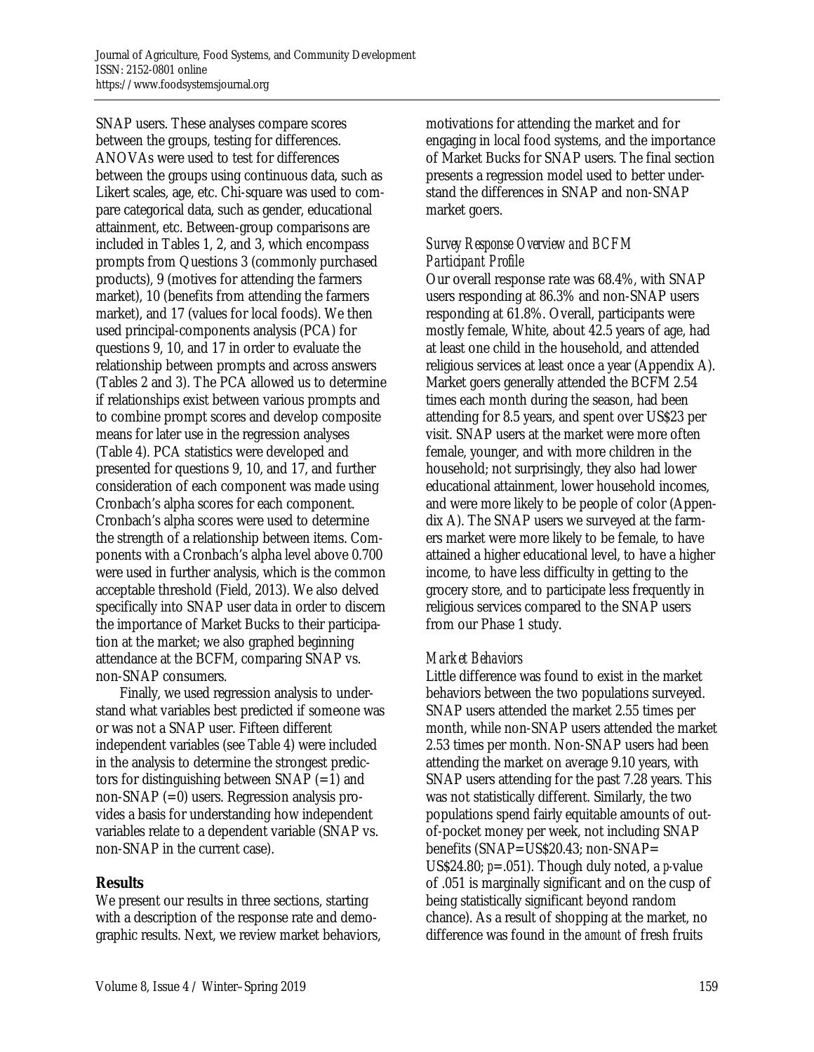SNAP users. These analyses compare scores between the groups, testing for differences. ANOVAs were used to test for differences between the groups using continuous data, such as Likert scales, age, etc. Chi-square was used to compare categorical data, such as gender, educational attainment, etc. Between-group comparisons are included in Tables 1, 2, and 3, which encompass prompts from Questions 3 (commonly purchased products), 9 (motives for attending the farmers market), 10 (benefits from attending the farmers market), and 17 (values for local foods). We then used principal-components analysis (PCA) for questions 9, 10, and 17 in order to evaluate the relationship between prompts and across answers (Tables 2 and 3). The PCA allowed us to determine if relationships exist between various prompts and to combine prompt scores and develop composite means for later use in the regression analyses (Table 4). PCA statistics were developed and presented for questions 9, 10, and 17, and further consideration of each component was made using Cronbach's alpha scores for each component. Cronbach's alpha scores were used to determine the strength of a relationship between items. Components with a Cronbach's alpha level above 0.700 were used in further analysis, which is the common acceptable threshold (Field, 2013). We also delved specifically into SNAP user data in order to discern the importance of Market Bucks to their participation at the market; we also graphed beginning attendance at the BCFM, comparing SNAP vs. non-SNAP consumers.

Finally, we used regression analysis to understand what variables best predicted if someone was or was not a SNAP user. Fifteen different independent variables (see Table 4) were included in the analysis to determine the strongest predictors for distinguishing between SNAP (=1) and non-SNAP (=0) users. Regression analysis provides a basis for understanding how independent variables relate to a dependent variable (SNAP vs. non-SNAP in the current case).

## Results

We present our results in three sections, starting with a description of the response rate and demographic results. Next, we review market behaviors, motivations for attending the market and for engaging in local food systems, and the importance of Market Bucks for SNAP users. The final section presents a regression model used to better understand the differences in SNAP and non-SNAP market goers.

### *Survey Response Overview and BCFM Participant Profile*

Our overall response rate was 68.4%, with SNAP users responding at 86.3% and non-SNAP users responding at 61.8%. Overall, participants were mostly female, White, about 42.5 years of age, had at least one child in the household, and attended religious services at least once a year (Appendix A). Market goers generally attended the BCFM 2.54 times each month during the season, had been attending for 8.5 years, and spent over US$23 per visit. SNAP users at the market were more often female, younger, and with more children in the household; not surprisingly, they also had lower educational attainment, lower household incomes, and were more likely to be people of color (Appendix A). The SNAP users we surveyed at the farmers market were more likely to be female, to have attained a higher educational level, to have a higher income, to have less difficulty in getting to the grocery store, and to participate less frequently in religious services compared to the SNAP users from our Phase 1 study.

### *Market Behaviors*

Little difference was found to exist in the market behaviors between the two populations surveyed. SNAP users attended the market 2.55 times per month, while non-SNAP users attended the market 2.53 times per month. Non-SNAP users had been attending the market on average 9.10 years, with SNAP users attending for the past 7.28 years. This was not statistically different. Similarly, the two populations spend fairly equitable amounts of out-of-pocket money per week, not including SNAP benefits (SNAP=US$20.43; non-SNAP= US$24.80; $p$=.051). Though duly noted, a $p$-value of .051 is marginally significant and on the cusp of being statistically significant beyond random chance). As a result of shopping at the market, no difference was found in the *amount* of fresh fruits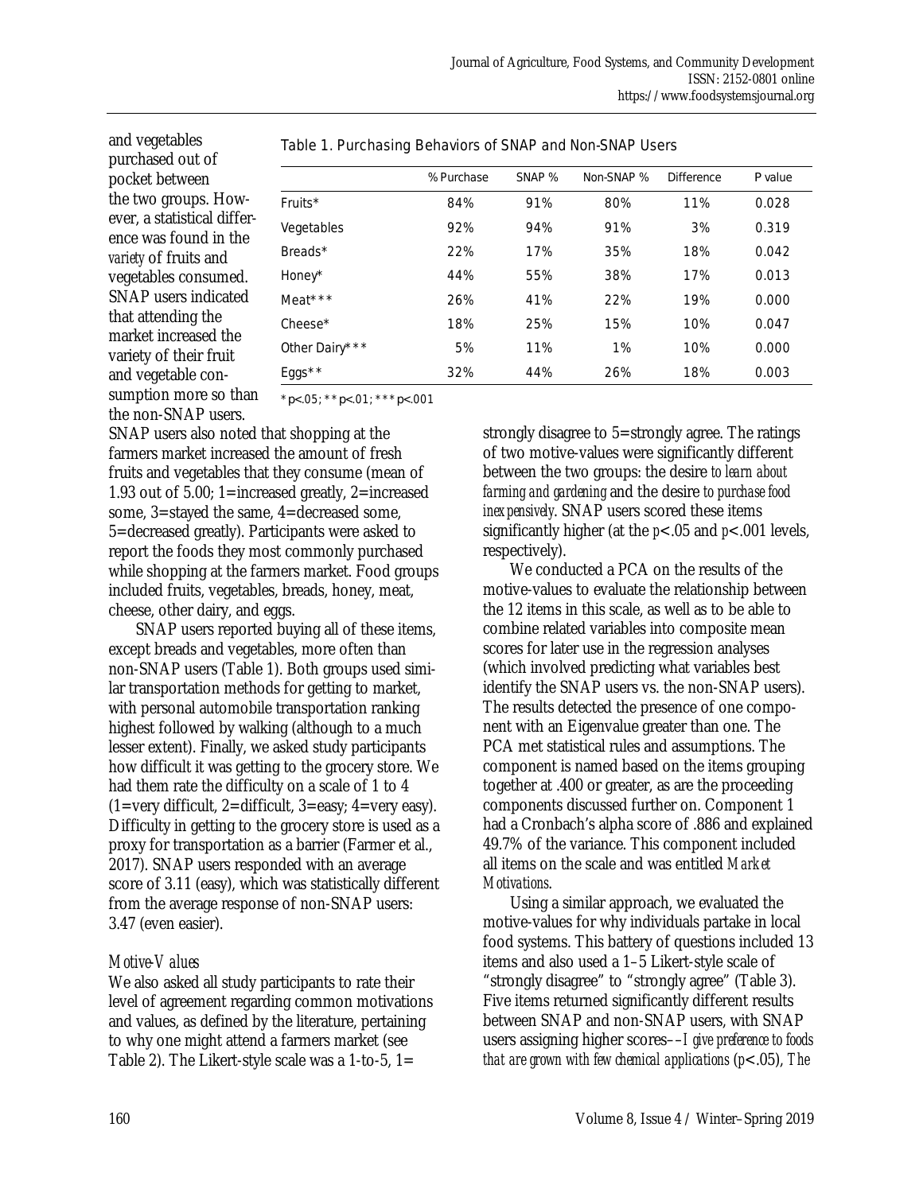and vegetables purchased out of pocket between the two groups. However, a statistical difference was found in the *variety* of fruits and vegetables consumed. SNAP users indicated that attending the market increased the variety of their fruit and vegetable consumption more so than the non-SNAP users. SNAP users also noted that shopping at the farmers market increased the amount of fresh fruits and vegetables that they consume (mean of 1.93 out of 5.00; 1=increased greatly, 2=increased some, 3=stayed the same, 4=decreased some, 5=decreased greatly). Participants were asked to report the foods they most commonly purchased while shopping at the farmers market. Food groups included fruits, vegetables, breads, honey, meat, cheese, other dairy, and eggs.

Table 1. Purchasing Behaviors of SNAP and Non-SNAP Users

| | % Purchase | SNAP % | Non-SNAP % | Difference | P value |
|---|---|---|---|---|---|
| Fruits* | 84% | 91% | 80% | 11% | 0.028 |
| Vegetables | 92% | 94% | 91% | 3% | 0.319 |
| Breads* | 22% | 17% | 35% | 18% | 0.042 |
| Honey* | 44% | 55% | 38% | 17% | 0.013 |
| Meat*** | 26% | 41% | 22% | 19% | 0.000 |
| Cheese* | 18% | 25% | 15% | 10% | 0.047 |
| Other Dairy*** | 5% | 11% | 1% | 10% | 0.000 |
| Eggs** | 32% | 44% | 26% | 18% | 0.003 |

* $p<.05$; ** $p<.01$; *** $p<.001$

SNAP users reported buying all of these items, except breads and vegetables, more often than non-SNAP users (Table 1). Both groups used similar transportation methods for getting to market, with personal automobile transportation ranking highest followed by walking (although to a much lesser extent). Finally, we asked study participants how difficult it was getting to the grocery store. We had them rate the difficulty on a scale of 1 to 4 (1=very difficult, 2=difficult, 3=easy; 4=very easy). Difficulty in getting to the grocery store is used as a proxy for transportation as a barrier (Farmer et al., 2017). SNAP users responded with an average score of 3.11 (easy), which was statistically different from the average response of non-SNAP users: 3.47 (even easier).

### *Motive-Values*

We also asked all study participants to rate their level of agreement regarding common motivations and values, as defined by the literature, pertaining to why one might attend a farmers market (see Table 2). The Likert-style scale was a 1-to-5, 1= strongly disagree to 5=strongly agree. The ratings of two motive-values were significantly different between the two groups: the desire *to learn about farming and gardening* and the desire *to purchase food inexpensively*. SNAP users scored these items significantly higher (at the $p<.05$ and $p<.001$ levels, respectively).

We conducted a PCA on the results of the motive-values to evaluate the relationship between the 12 items in this scale, as well as to be able to combine related variables into composite mean scores for later use in the regression analyses (which involved predicting what variables best identify the SNAP users vs. the non-SNAP users). The results detected the presence of one component with an Eigenvalue greater than one. The PCA met statistical rules and assumptions. The component is named based on the items grouping together at .400 or greater, as are the proceeding components discussed further on. Component 1 had a Cronbach's alpha score of .886 and explained 49.7% of the variance. This component included all items on the scale and was entitled *Market Motivations*.

Using a similar approach, we evaluated the motive-values for why individuals partake in local food systems. This battery of questions included 13 items and also used a 1–5 Likert-style scale of "strongly disagree" to "strongly agree" (Table 3). Five items returned significantly different results between SNAP and non-SNAP users, with SNAP users assigning higher scores––*I give preference to foods that are grown with few chemical applications* ($p<.05$), *The*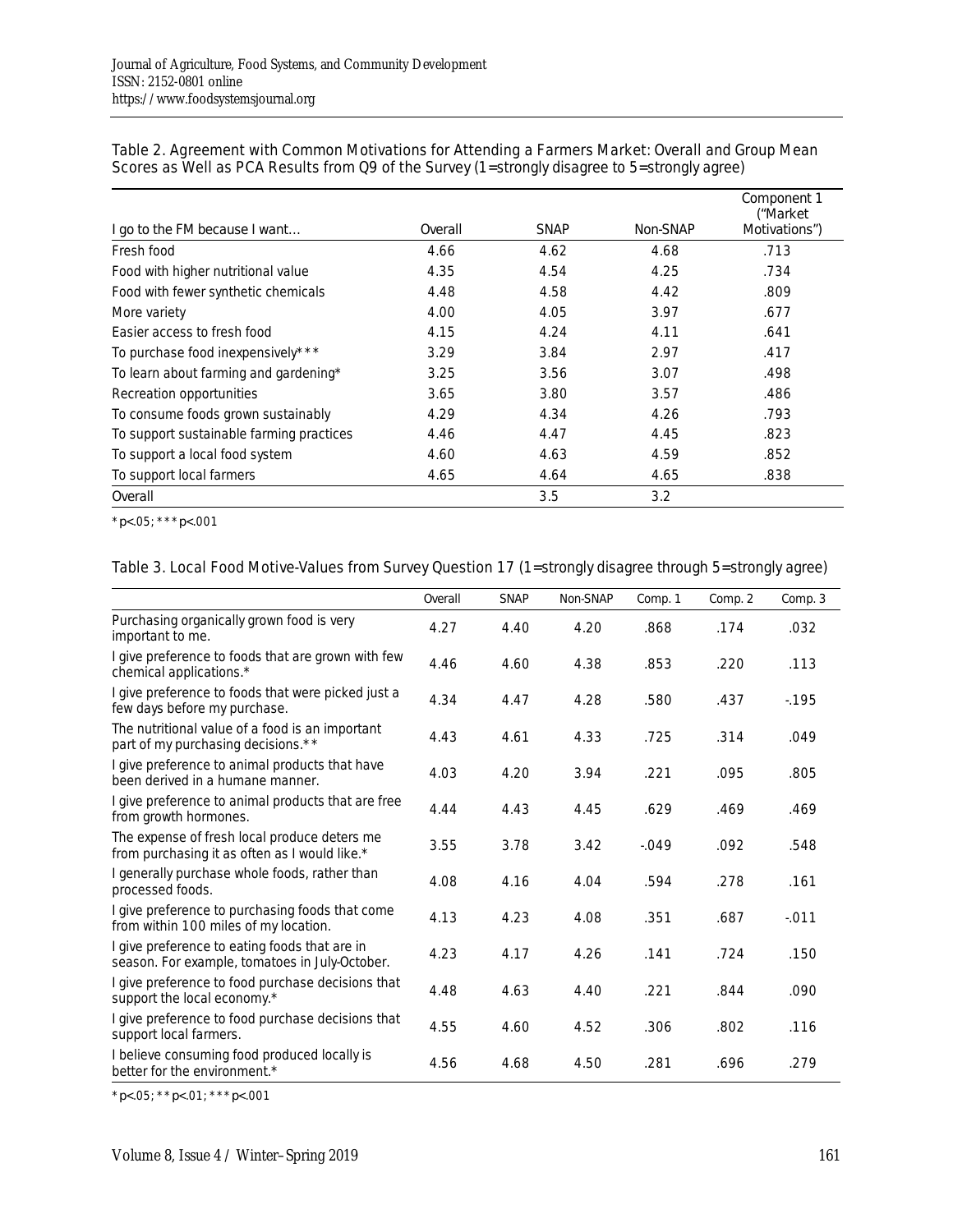Table 2. Agreement with Common Motivations for Attending a Farmers Market: Overall and Group Mean Scores as Well as PCA Results from Q9 of the Survey (1=strongly disagree to 5=strongly agree)

| I go to the FM because I want… | Overall | SNAP | Non-SNAP | Component 1 ("Market Motivations") |
|---|---|---|---|---|
| Fresh food | 4.66 | 4.62 | 4.68 | .713 |
| Food with higher nutritional value | 4.35 | 4.54 | 4.25 | .734 |
| Food with fewer synthetic chemicals | 4.48 | 4.58 | 4.42 | .809 |
| More variety | 4.00 | 4.05 | 3.97 | .677 |
| Easier access to fresh food | 4.15 | 4.24 | 4.11 | .641 |
| To purchase food inexpensively*** | 3.29 | 3.84 | 2.97 | .417 |
| To learn about farming and gardening* | 3.25 | 3.56 | 3.07 | .498 |
| Recreation opportunities | 3.65 | 3.80 | 3.57 | .486 |
| To consume foods grown sustainably | 4.29 | 4.34 | 4.26 | .793 |
| To support sustainable farming practices | 4.46 | 4.47 | 4.45 | .823 |
| To support a local food system | 4.60 | 4.63 | 4.59 | .852 |
| To support local farmers | 4.65 | 4.64 | 4.65 | .838 |
| Overall | | 3.5 | 3.2 | |

* $p<.05$; *** $p<.001$

Table 3. Local Food Motive-Values from Survey Question 17 (1=strongly disagree through 5=strongly agree)

| | Overall | SNAP | Non-SNAP | Comp. 1 | Comp. 2 | Comp. 3 |
|---|---|---|---|---|---|---|
| Purchasing organically grown food is very important to me. | 4.27 | 4.40 | 4.20 | .868 | .174 | .032 |
| I give preference to foods that are grown with few chemical applications.* | 4.46 | 4.60 | 4.38 | .853 | .220 | .113 |
| I give preference to foods that were picked just a few days before my purchase. | 4.34 | 4.47 | 4.28 | .580 | .437 | -.195 |
| The nutritional value of a food is an important part of my purchasing decisions.** | 4.43 | 4.61 | 4.33 | .725 | .314 | .049 |
| I give preference to animal products that have been derived in a humane manner. | 4.03 | 4.20 | 3.94 | .221 | .095 | .805 |
| I give preference to animal products that are free from growth hormones. | 4.44 | 4.43 | 4.45 | .629 | .469 | .469 |
| The expense of fresh local produce deters me from purchasing it as often as I would like.* | 3.55 | 3.78 | 3.42 | -.049 | .092 | .548 |
| I generally purchase whole foods, rather than processed foods. | 4.08 | 4.16 | 4.04 | .594 | .278 | .161 |
| I give preference to purchasing foods that come from within 100 miles of my location. | 4.13 | 4.23 | 4.08 | .351 | .687 | -.011 |
| I give preference to eating foods that are in season. For example, tomatoes in July-October. | 4.23 | 4.17 | 4.26 | .141 | .724 | .150 |
| I give preference to food purchase decisions that support the local economy.* | 4.48 | 4.63 | 4.40 | .221 | .844 | .090 |
| I give preference to food purchase decisions that support local farmers. | 4.55 | 4.60 | 4.52 | .306 | .802 | .116 |
| I believe consuming food produced locally is better for the environment.* | 4.56 | 4.68 | 4.50 | .281 | .696 | .279 |

* $p<.05$; ** $p<.01$; *** $p<.001$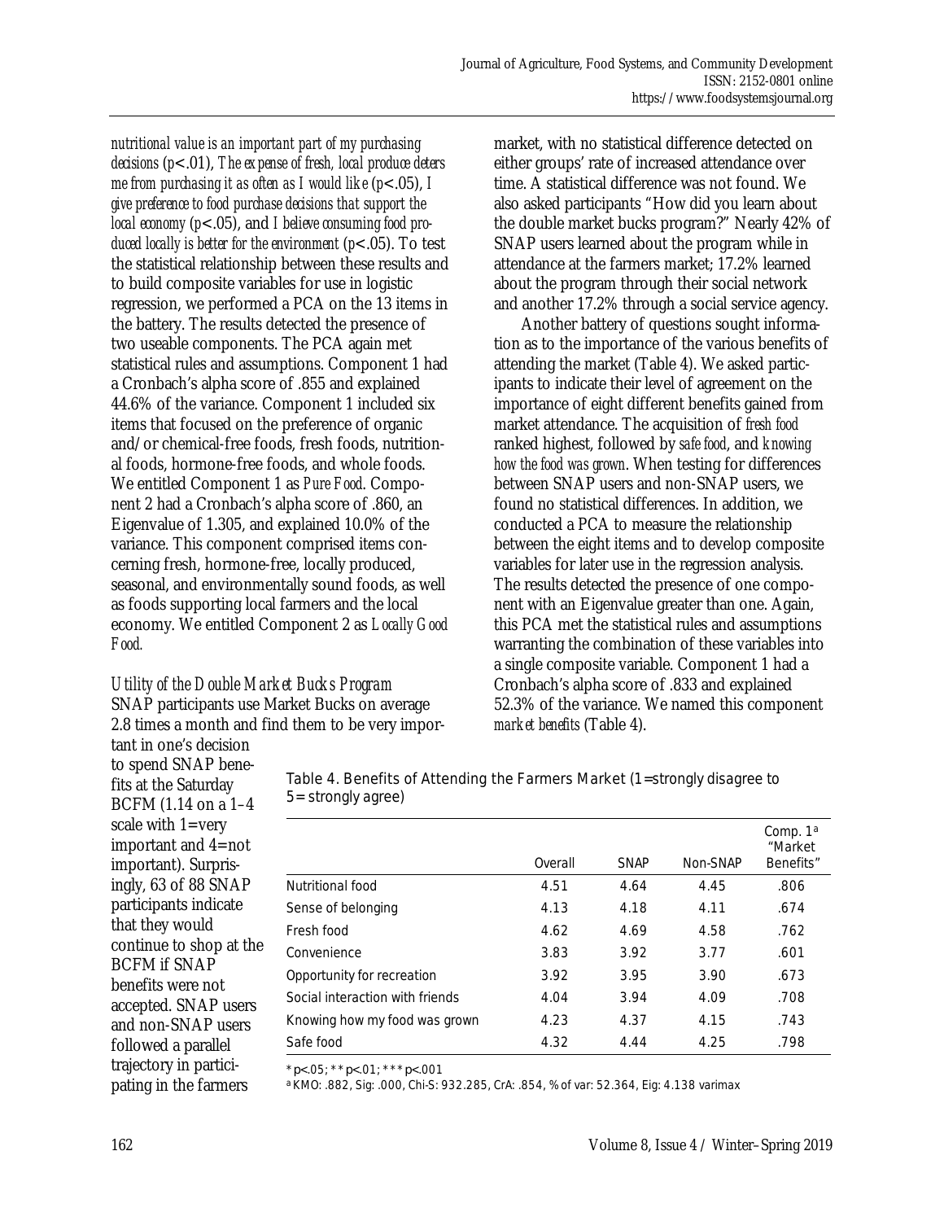*nutritional value is an important part of my purchasing decisions* ($p<.01$), *The expense of fresh, local produce deters me from purchasing it as often as I would like* ($p<.05$), *I give preference to food purchase decisions that support the local economy* ($p<.05$), and *I believe consuming food produced locally is better for the environment* ($p<.05$). To test the statistical relationship between these results and to build composite variables for use in logistic regression, we performed a PCA on the 13 items in the battery. The results detected the presence of two useable components. The PCA again met statistical rules and assumptions. Component 1 had a Cronbach's alpha score of .855 and explained 44.6% of the variance. Component 1 included six items that focused on the preference of organic and/or chemical-free foods, fresh foods, nutritional foods, hormone-free foods, and whole foods. We entitled Component 1 as *Pure Food*. Component 2 had a Cronbach's alpha score of .860, an Eigenvalue of 1.305, and explained 10.0% of the variance. This component comprised items concerning fresh, hormone-free, locally produced, seasonal, and environmentally sound foods, as well as foods supporting local farmers and the local economy. We entitled Component 2 as *Locally Good Food.*

### *Utility of the Double Market Bucks Program*

SNAP participants use Market Bucks on average 2.8 times a month and find them to be very important in one's decision to spend SNAP benefits at the Saturday BCFM (1.14 on a 1–4 scale with 1=very important and 4=not important). Surprisingly, 63 of 88 SNAP participants indicate that they would continue to shop at the BCFM if SNAP benefits were not accepted. SNAP users and non-SNAP users followed a parallel trajectory in participating in the farmers market, with no statistical difference detected on either groups' rate of increased attendance over time. A statistical difference was not found. We also asked participants "How did you learn about the double market bucks program?" Nearly 42% of SNAP users learned about the program while in attendance at the farmers market; 17.2% learned about the program through their social network and another 17.2% through a social service agency.

Another battery of questions sought information as to the importance of the various benefits of attending the market (Table 4). We asked participants to indicate their level of agreement on the importance of eight different benefits gained from market attendance. The acquisition of *fresh food* ranked highest, followed by *safe food*, and *knowing how the food was grown*. When testing for differences between SNAP users and non-SNAP users, we found no statistical differences. In addition, we conducted a PCA to measure the relationship between the eight items and to develop composite variables for later use in the regression analysis. The results detected the presence of one component with an Eigenvalue greater than one. Again, this PCA met the statistical rules and assumptions warranting the combination of these variables into a single composite variable. Component 1 had a Cronbach's alpha score of .833 and explained 52.3% of the variance. We named this component *market benefits* (Table 4).

Table 4. Benefits of Attending the Farmers Market (1=strongly disagree to 5= strongly agree)

| | Overall | SNAP | Non-SNAP | Comp. 1[a] "Market Benefits" |
|---|---|---|---|---|
| Nutritional food | 4.51 | 4.64 | 4.45 | .806 |
| Sense of belonging | 4.13 | 4.18 | 4.11 | .674 |
| Fresh food | 4.62 | 4.69 | 4.58 | .762 |
| Convenience | 3.83 | 3.92 | 3.77 | .601 |
| Opportunity for recreation | 3.92 | 3.95 | 3.90 | .673 |
| Social interaction with friends | 4.04 | 3.94 | 4.09 | .708 |
| Knowing how my food was grown | 4.23 | 4.37 | 4.15 | .743 |
| Safe food | 4.32 | 4.44 | 4.25 | .798 |

* p<.05; ** p<.01; *** p<.001

[a] KMO: .882, Sig: .000, Chi-S: 932.285, CrA: .854, % of var: 52.364, Eig: 4.138 varimax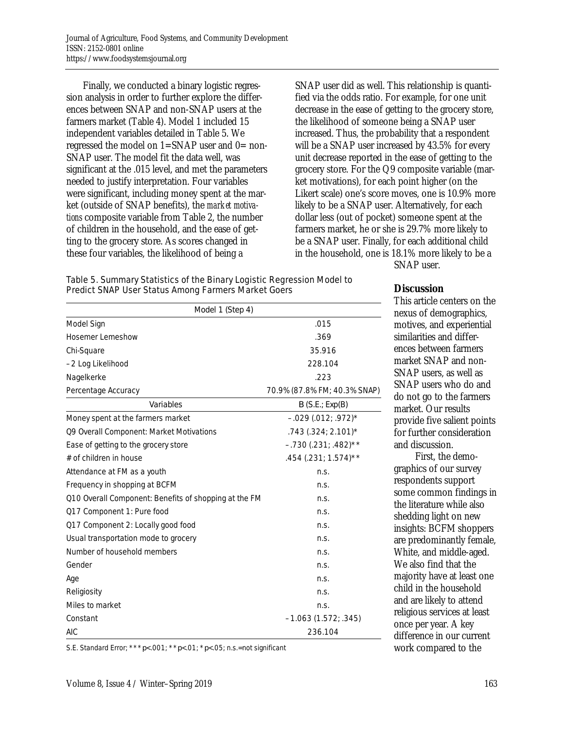Finally, we conducted a binary logistic regression analysis in order to further explore the differences between SNAP and non-SNAP users at the farmers market (Table 4). Model 1 included 15 independent variables detailed in Table 5. We regressed the model on 1=SNAP user and 0= non-SNAP user. The model fit the data well, was significant at the .015 level, and met the parameters needed to justify interpretation. Four variables were significant, including money spent at the market (outside of SNAP benefits), the *market motivations* composite variable from Table 2, the number of children in the household, and the ease of getting to the grocery store. As scores changed in these four variables, the likelihood of being a SNAP user did as well. This relationship is quantified via the odds ratio. For example, for one unit decrease in the ease of getting to the grocery store, the likelihood of someone being a SNAP user increased. Thus, the probability that a respondent will be a SNAP user increased by 43.5% for every unit decrease reported in the ease of getting to the grocery store. For the Q9 composite variable (market motivations), for each point higher (on the Likert scale) one's score moves, one is 10.9% more likely to be a SNAP user. Alternatively, for each dollar less (out of pocket) someone spent at the farmers market, he or she is 29.7% more likely to be a SNAP user. Finally, for each additional child in the household, one is 18.1% more likely to be a SNAP user.

Table 5. Summary Statistics of the Binary Logistic Regression Model to Predict SNAP User Status Among Farmers Market Goers

| | Model 1 (Step 4) |
|---|---|
| Model Sign | .015 |
| Hosemer Lemeshow | .369 |
| Chi-Square | 35.916 |
| –2 Log Likelihood | 228.104 |
| Nagelkerke | .223 |
| Percentage Accuracy | 70.9% (87.8% FM; 40.3% SNAP) |
| **Variables** | **B (S.E.; Exp(B)** |
| Money spent at the farmers market | –.029 (.012; .972)* |
| Q9 Overall Component: Market Motivations | .743 (.324; 2.101)* |
| Ease of getting to the grocery store | –.730 (.231; .482)** |
| # of children in house | .454 (.231; 1.574)** |
| Attendance at FM as a youth | n.s. |
| Frequency in shopping at BCFM | n.s. |
| Q10 Overall Component: Benefits of shopping at the FM | n.s. |
| Q17 Component 1: Pure food | n.s. |
| Q17 Component 2: Locally good food | n.s. |
| Usual transportation mode to grocery | n.s. |
| Number of household members | n.s. |
| Gender | n.s. |
| Age | n.s. |
| Religiosity | n.s. |
| Miles to market | n.s. |
| Constant | –1.063 (1.572; .345) |
| AIC | 236.104 |

S.E. Standard Error; *** p<.001; ** p<.01; * p<.05; n.s.=not significant

## Discussion

This article centers on the nexus of demographics, motives, and experiential similarities and differences between farmers market SNAP and non-SNAP users, as well as SNAP users who do and do not go to the farmers market. Our results provide five salient points for further consideration and discussion.

First, the demographics of our survey respondents support some common findings in the literature while also shedding light on new insights: BCFM shoppers are predominantly female, White, and middle-aged. We also find that the majority have at least one child in the household and are likely to attend religious services at least once per year. A key difference in our current work compared to the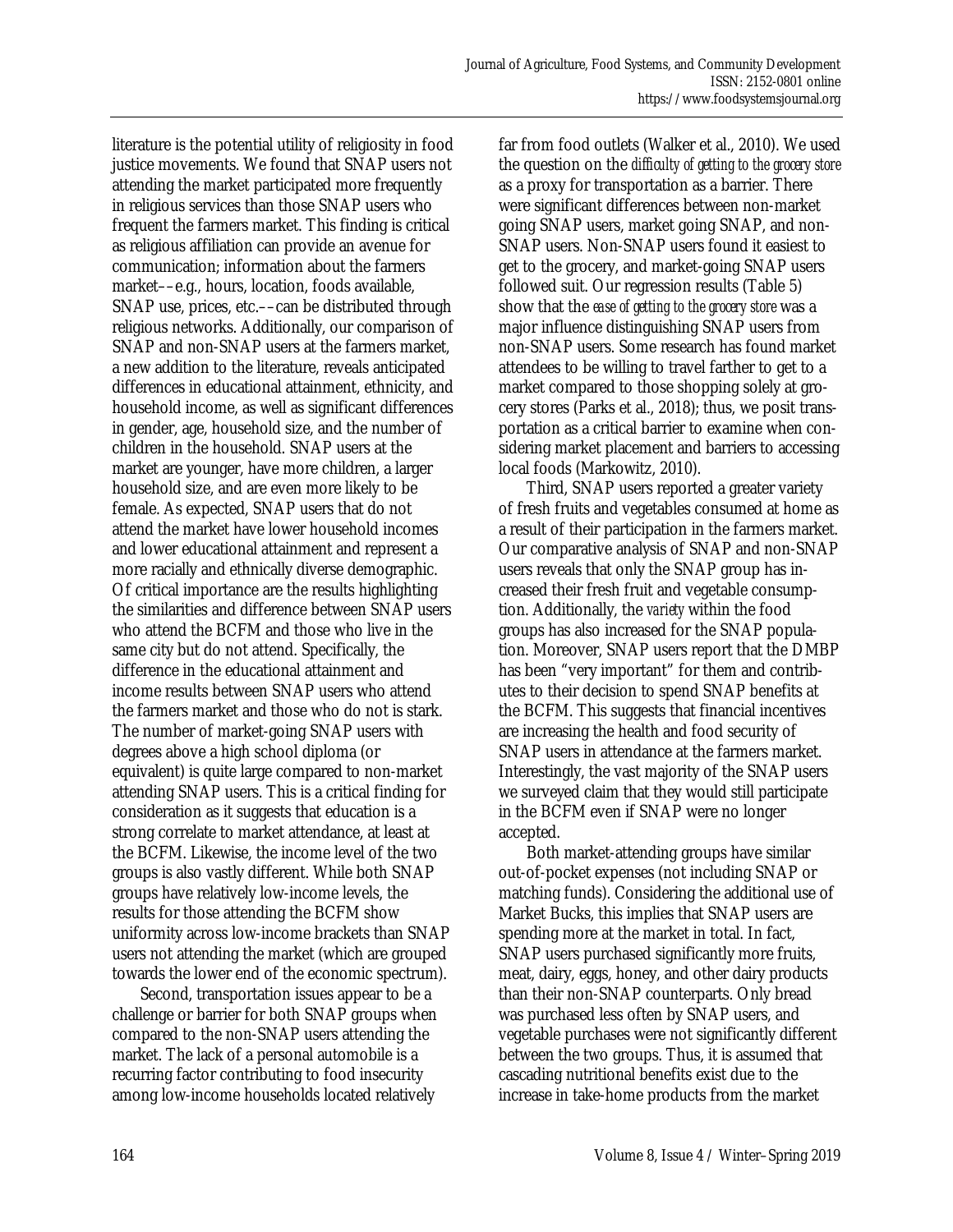literature is the potential utility of religiosity in food justice movements. We found that SNAP users not attending the market participated more frequently in religious services than those SNAP users who frequent the farmers market. This finding is critical as religious affiliation can provide an avenue for communication; information about the farmers market––e.g., hours, location, foods available, SNAP use, prices, etc.––can be distributed through religious networks. Additionally, our comparison of SNAP and non-SNAP users at the farmers market, a new addition to the literature, reveals anticipated differences in educational attainment, ethnicity, and household income, as well as significant differences in gender, age, household size, and the number of children in the household. SNAP users at the market are younger, have more children, a larger household size, and are even more likely to be female. As expected, SNAP users that do not attend the market have lower household incomes and lower educational attainment and represent a more racially and ethnically diverse demographic. Of critical importance are the results highlighting the similarities and difference between SNAP users who attend the BCFM and those who live in the same city but do not attend. Specifically, the difference in the educational attainment and income results between SNAP users who attend the farmers market and those who do not is stark. The number of market-going SNAP users with degrees above a high school diploma (or equivalent) is quite large compared to non-market attending SNAP users. This is a critical finding for consideration as it suggests that education is a strong correlate to market attendance, at least at the BCFM. Likewise, the income level of the two groups is also vastly different. While both SNAP groups have relatively low-income levels, the results for those attending the BCFM show uniformity across low-income brackets than SNAP users not attending the market (which are grouped towards the lower end of the economic spectrum).

Second, transportation issues appear to be a challenge or barrier for both SNAP groups when compared to the non-SNAP users attending the market. The lack of a personal automobile is a recurring factor contributing to food insecurity among low-income households located relatively far from food outlets (Walker et al., 2010). We used the question on the *difficulty of getting to the grocery store* as a proxy for transportation as a barrier. There were significant differences between non-market going SNAP users, market going SNAP, and non-SNAP users. Non-SNAP users found it easiest to get to the grocery, and market-going SNAP users followed suit. Our regression results (Table 5) show that the *ease of getting to the grocery store* was a major influence distinguishing SNAP users from non-SNAP users. Some research has found market attendees to be willing to travel farther to get to a market compared to those shopping solely at grocery stores (Parks et al., 2018); thus, we posit transportation as a critical barrier to examine when considering market placement and barriers to accessing local foods (Markowitz, 2010).

Third, SNAP users reported a greater variety of fresh fruits and vegetables consumed at home as a result of their participation in the farmers market. Our comparative analysis of SNAP and non-SNAP users reveals that only the SNAP group has increased their fresh fruit and vegetable consumption. Additionally, the *variety* within the food groups has also increased for the SNAP population. Moreover, SNAP users report that the DMBP has been "very important" for them and contributes to their decision to spend SNAP benefits at the BCFM. This suggests that financial incentives are increasing the health and food security of SNAP users in attendance at the farmers market. Interestingly, the vast majority of the SNAP users we surveyed claim that they would still participate in the BCFM even if SNAP were no longer accepted.

Both market-attending groups have similar out-of-pocket expenses (not including SNAP or matching funds). Considering the additional use of Market Bucks, this implies that SNAP users are spending more at the market in total. In fact, SNAP users purchased significantly more fruits, meat, dairy, eggs, honey, and other dairy products than their non-SNAP counterparts. Only bread was purchased less often by SNAP users, and vegetable purchases were not significantly different between the two groups. Thus, it is assumed that cascading nutritional benefits exist due to the increase in take-home products from the market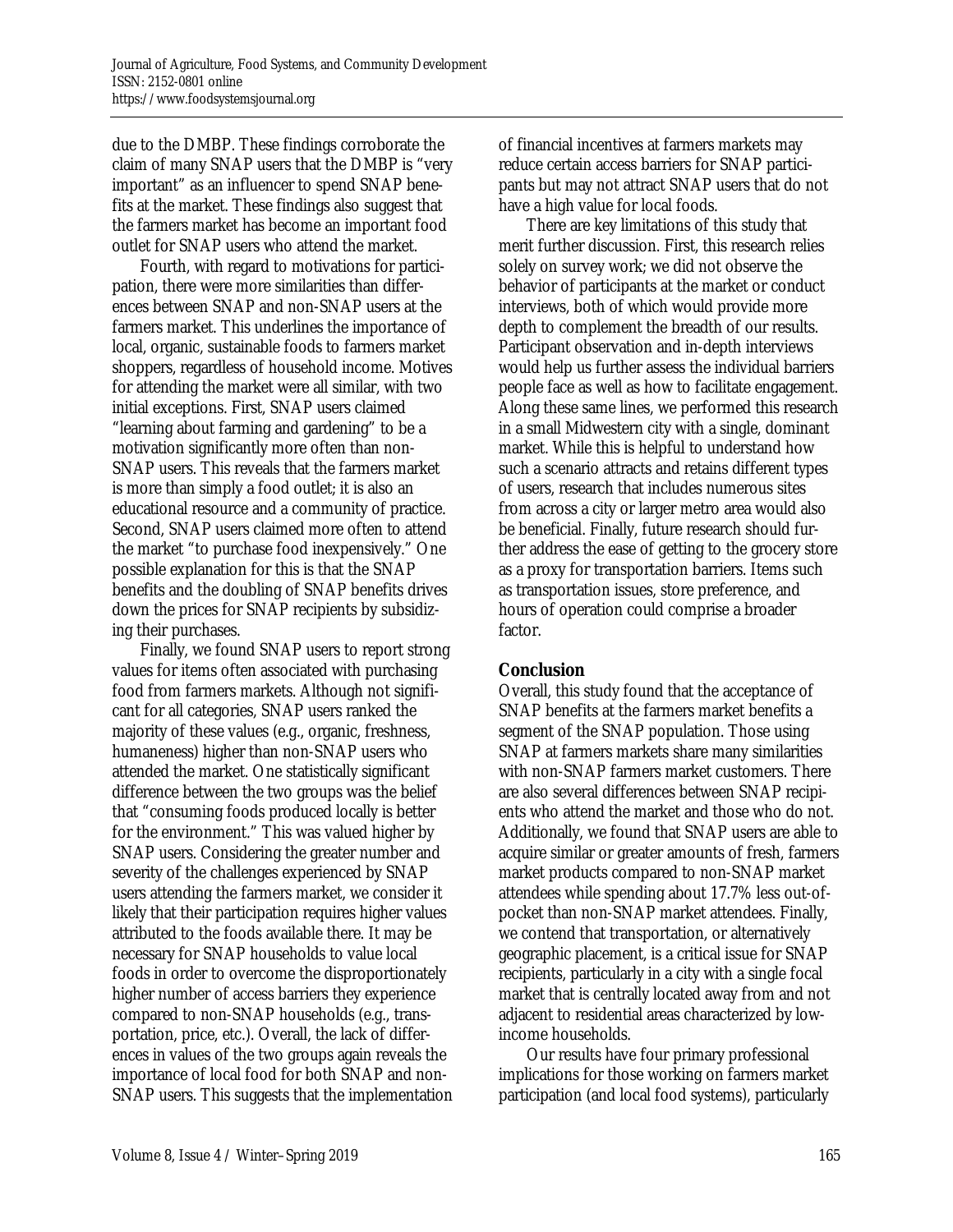due to the DMBP. These findings corroborate the claim of many SNAP users that the DMBP is "very important" as an influencer to spend SNAP benefits at the market. These findings also suggest that the farmers market has become an important food outlet for SNAP users who attend the market.

Fourth, with regard to motivations for participation, there were more similarities than differences between SNAP and non-SNAP users at the farmers market. This underlines the importance of local, organic, sustainable foods to farmers market shoppers, regardless of household income. Motives for attending the market were all similar, with two initial exceptions. First, SNAP users claimed "learning about farming and gardening" to be a motivation significantly more often than non-SNAP users. This reveals that the farmers market is more than simply a food outlet; it is also an educational resource and a community of practice. Second, SNAP users claimed more often to attend the market "to purchase food inexpensively." One possible explanation for this is that the SNAP benefits and the doubling of SNAP benefits drives down the prices for SNAP recipients by subsidizing their purchases.

Finally, we found SNAP users to report strong values for items often associated with purchasing food from farmers markets. Although not significant for all categories, SNAP users ranked the majority of these values (e.g., organic, freshness, humaneness) higher than non-SNAP users who attended the market. One statistically significant difference between the two groups was the belief that "consuming foods produced locally is better for the environment." This was valued higher by SNAP users. Considering the greater number and severity of the challenges experienced by SNAP users attending the farmers market, we consider it likely that their participation requires higher values attributed to the foods available there. It may be necessary for SNAP households to value local foods in order to overcome the disproportionately higher number of access barriers they experience compared to non-SNAP households (e.g., transportation, price, etc.). Overall, the lack of differences in values of the two groups again reveals the importance of local food for both SNAP and non-SNAP users. This suggests that the implementation of financial incentives at farmers markets may reduce certain access barriers for SNAP participants but may not attract SNAP users that do not have a high value for local foods.

There are key limitations of this study that merit further discussion. First, this research relies solely on survey work; we did not observe the behavior of participants at the market or conduct interviews, both of which would provide more depth to complement the breadth of our results. Participant observation and in-depth interviews would help us further assess the individual barriers people face as well as how to facilitate engagement. Along these same lines, we performed this research in a small Midwestern city with a single, dominant market. While this is helpful to understand how such a scenario attracts and retains different types of users, research that includes numerous sites from across a city or larger metro area would also be beneficial. Finally, future research should further address the ease of getting to the grocery store as a proxy for transportation barriers. Items such as transportation issues, store preference, and hours of operation could comprise a broader factor.

## Conclusion

Overall, this study found that the acceptance of SNAP benefits at the farmers market benefits a segment of the SNAP population. Those using SNAP at farmers markets share many similarities with non-SNAP farmers market customers. There are also several differences between SNAP recipients who attend the market and those who do not. Additionally, we found that SNAP users are able to acquire similar or greater amounts of fresh, farmers market products compared to non-SNAP market attendees while spending about 17.7% less out-of-pocket than non-SNAP market attendees. Finally, we contend that transportation, or alternatively geographic placement, is a critical issue for SNAP recipients, particularly in a city with a single focal market that is centrally located away from and not adjacent to residential areas characterized by low-income households.

Our results have four primary professional implications for those working on farmers market participation (and local food systems), particularly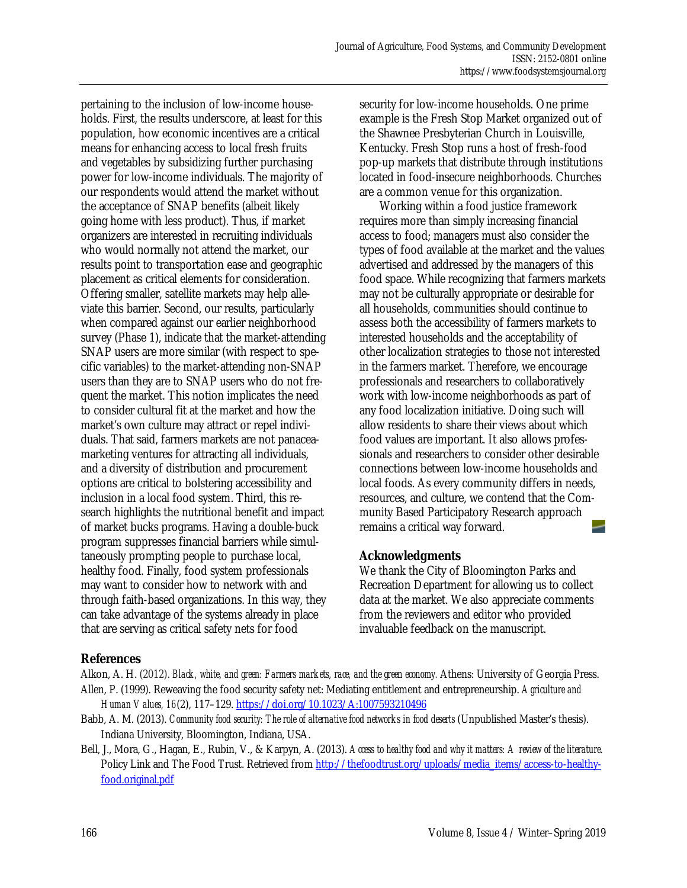pertaining to the inclusion of low-income households. First, the results underscore, at least for this population, how economic incentives are a critical means for enhancing access to local fresh fruits and vegetables by subsidizing further purchasing power for low-income individuals. The majority of our respondents would attend the market without the acceptance of SNAP benefits (albeit likely going home with less product). Thus, if market organizers are interested in recruiting individuals who would normally not attend the market, our results point to transportation ease and geographic placement as critical elements for consideration. Offering smaller, satellite markets may help alleviate this barrier. Second, our results, particularly when compared against our earlier neighborhood survey (Phase 1), indicate that the market-attending SNAP users are more similar (with respect to specific variables) to the market-attending non-SNAP users than they are to SNAP users who do not frequent the market. This notion implicates the need to consider cultural fit at the market and how the market's own culture may attract or repel individuals. That said, farmers markets are not panacea-marketing ventures for attracting all individuals, and a diversity of distribution and procurement options are critical to bolstering accessibility and inclusion in a local food system. Third, this research highlights the nutritional benefit and impact of market bucks programs. Having a double-buck program suppresses financial barriers while simultaneously prompting people to purchase local, healthy food. Finally, food system professionals may want to consider how to network with and through faith-based organizations. In this way, they can take advantage of the systems already in place that are serving as critical safety nets for food security for low-income households. One prime example is the Fresh Stop Market organized out of the Shawnee Presbyterian Church in Louisville, Kentucky. Fresh Stop runs a host of fresh-food pop-up markets that distribute through institutions located in food-insecure neighborhoods. Churches are a common venue for this organization.

Working within a food justice framework requires more than simply increasing financial access to food; managers must also consider the types of food available at the market and the values advertised and addressed by the managers of this food space. While recognizing that farmers markets may not be culturally appropriate or desirable for all households, communities should continue to assess both the accessibility of farmers markets to interested households and the acceptability of other localization strategies to those not interested in the farmers market. Therefore, we encourage professionals and researchers to collaboratively work with low-income neighborhoods as part of any food localization initiative. Doing such will allow residents to share their views about which food values are important. It also allows professionals and researchers to consider other desirable connections between low-income households and local foods. As every community differs in needs, resources, and culture, we contend that the Community Based Participatory Research approach remains a critical way forward.

## Acknowledgments

We thank the City of Bloomington Parks and Recreation Department for allowing us to collect data at the market. We also appreciate comments from the reviewers and editor who provided invaluable feedback on the manuscript.

## References

Alkon, A. H. (2012). *Black, white, and green: Farmers markets, race, and the green economy.* Athens: University of Georgia Press.

Allen, P. (1999). Reweaving the food security safety net: Mediating entitlement and entrepreneurship. *Agriculture and Human Values, 16*(2), 117–129. https://doi.org/10.1023/A:1007593210496

Babb, A. M. (2013). *Community food security: The role of alternative food networks in food deserts* (Unpublished Master's thesis). Indiana University, Bloomington, Indiana, USA.

Bell, J., Mora, G., Hagan, E., Rubin, V., & Karpyn, A. (2013). *Access to healthy food and why it matters: A review of the literature.* Policy Link and The Food Trust. Retrieved from http://thefoodtrust.org/uploads/media_items/access-to-healthy-food.original.pdf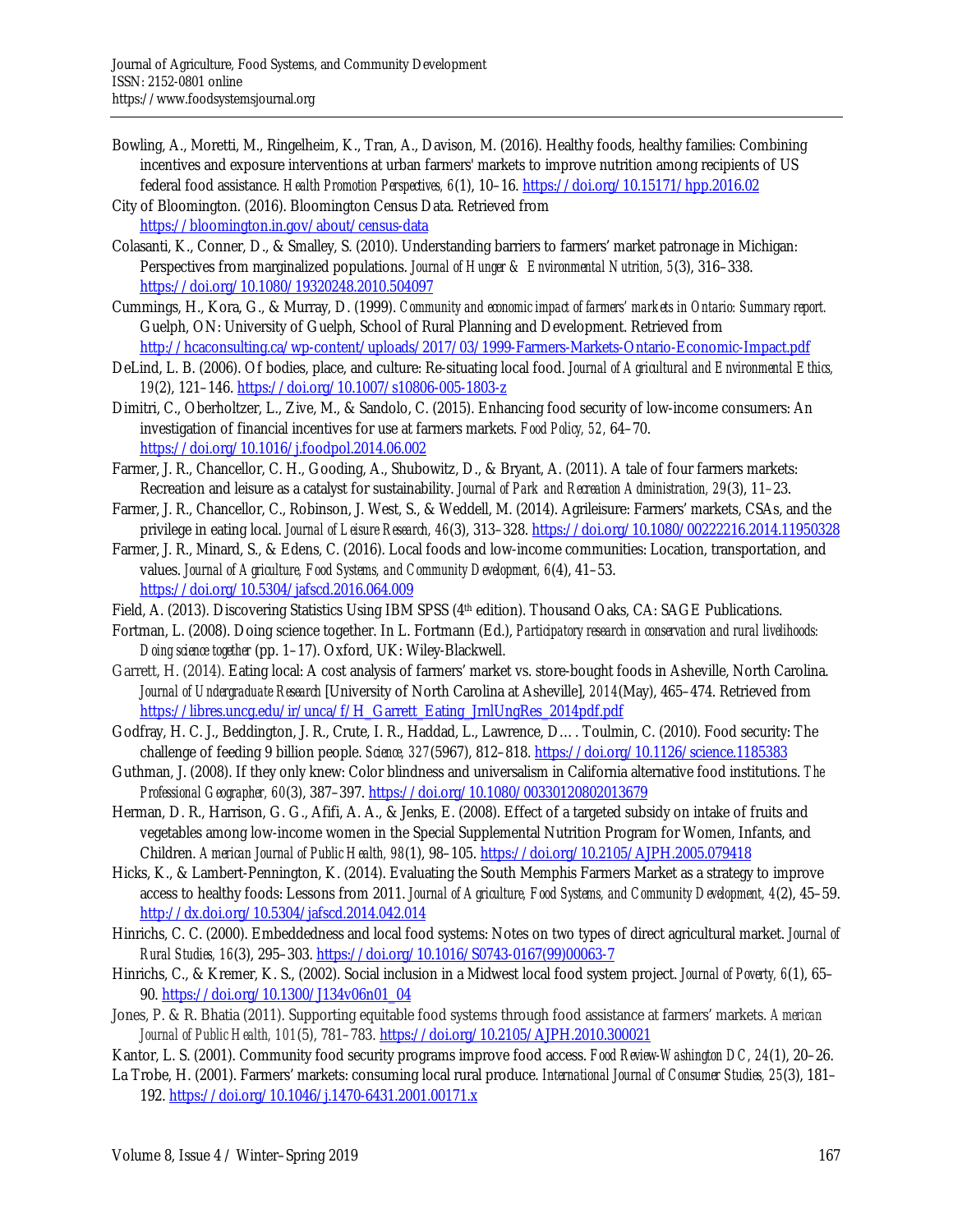Bowling, A., Moretti, M., Ringelheim, K., Tran, A., Davison, M. (2016). Healthy foods, healthy families: Combining incentives and exposure interventions at urban farmers' markets to improve nutrition among recipients of US federal food assistance. *Health Promotion Perspectives, 6*(1), 10–16. https://doi.org/10.15171/hpp.2016.02

City of Bloomington. (2016). Bloomington Census Data. Retrieved from https://bloomington.in.gov/about/census-data

Colasanti, K., Conner, D., & Smalley, S. (2010). Understanding barriers to farmers' market patronage in Michigan: Perspectives from marginalized populations. *Journal of Hunger & Environmental Nutrition, 5*(3), 316–338. https://doi.org/10.1080/19320248.2010.504097

Cummings, H., Kora, G., & Murray, D. (1999). *Community and economic impact of farmers' markets in Ontario: Summary report.* Guelph, ON: University of Guelph, School of Rural Planning and Development. Retrieved from http://hcaconsulting.ca/wp-content/uploads/2017/03/1999-Farmers-Markets-Ontario-Economic-Impact.pdf

DeLind, L. B. (2006). Of bodies, place, and culture: Re-situating local food. *Journal of Agricultural and Environmental Ethics, 19*(2), 121–146. https://doi.org/10.1007/s10806-005-1803-z

Dimitri, C., Oberholtzer, L., Zive, M., & Sandolo, C. (2015). Enhancing food security of low-income consumers: An investigation of financial incentives for use at farmers markets. *Food Policy, 52,* 64–70. https://doi.org/10.1016/j.foodpol.2014.06.002

Farmer, J. R., Chancellor, C. H., Gooding, A., Shubowitz, D., & Bryant, A. (2011). A tale of four farmers markets: Recreation and leisure as a catalyst for sustainability. *Journal of Park and Recreation Administration, 29*(3), 11–23.

Farmer, J. R., Chancellor, C., Robinson, J. West, S., & Weddell, M. (2014). Agrileisure: Farmers' markets, CSAs, and the privilege in eating local. *Journal of Leisure Research, 46*(3), 313–328. https://doi.org/10.1080/00222216.2014.11950328

Farmer, J. R., Minard, S., & Edens, C. (2016). Local foods and low-income communities: Location, transportation, and values. *Journal of Agriculture, Food Systems, and Community Development, 6*(4), 41–53. https://doi.org/10.5304/jafscd.2016.064.009

Field, A. (2013). Discovering Statistics Using IBM SPSS (4th edition). Thousand Oaks, CA: SAGE Publications.

Fortman, L. (2008). Doing science together. In L. Fortmann (Ed.), *Participatory research in conservation and rural livelihoods: Doing science together* (pp. 1–17). Oxford, UK: Wiley-Blackwell.

Garrett, H. (2014). Eating local: A cost analysis of farmers' market vs. store-bought foods in Asheville, North Carolina. *Journal of Undergraduate Research* [University of North Carolina at Asheville], *2014*(May), 465–474. Retrieved from https://libres.uncg.edu/ir/unca/f/H_Garrett_Eating_JrnlUngRes_2014pdf.pdf

Godfray, H. C. J., Beddington, J. R., Crute, I. R., Haddad, L., Lawrence, D…. Toulmin, C. (2010). Food security: The challenge of feeding 9 billion people. *Science, 327*(5967), 812–818. https://doi.org/10.1126/science.1185383

Guthman, J. (2008). If they only knew: Color blindness and universalism in California alternative food institutions. *The Professional Geographer, 60*(3), 387–397. https://doi.org/10.1080/00330120802013679

Herman, D. R., Harrison, G. G., Afifi, A. A., & Jenks, E. (2008). Effect of a targeted subsidy on intake of fruits and vegetables among low-income women in the Special Supplemental Nutrition Program for Women, Infants, and Children. *American Journal of Public Health, 98*(1), 98–105. https://doi.org/10.2105/AJPH.2005.079418

Hicks, K., & Lambert-Pennington, K. (2014). Evaluating the South Memphis Farmers Market as a strategy to improve access to healthy foods: Lessons from 2011. *Journal of Agriculture, Food Systems, and Community Development, 4*(2), 45–59. http://dx.doi.org/10.5304/jafscd.2014.042.014

Hinrichs, C. C. (2000). Embeddedness and local food systems: Notes on two types of direct agricultural market. *Journal of Rural Studies, 16*(3), 295–303. https://doi.org/10.1016/S0743-0167(99)00063-7

Hinrichs, C., & Kremer, K. S., (2002). Social inclusion in a Midwest local food system project. *Journal of Poverty, 6*(1), 65–90. https://doi.org/10.1300/J134v06n01_04

Jones, P. & R. Bhatia (2011). Supporting equitable food systems through food assistance at farmers' markets. *American Journal of Public Health, 101*(5), 781–783. https://doi.org/10.2105/AJPH.2010.300021

Kantor, L. S. (2001). Community food security programs improve food access. *Food Review-Washington DC, 24*(1), 20–26.

La Trobe, H. (2001). Farmers' markets: consuming local rural produce. *International Journal of Consumer Studies, 25*(3), 181–192. https://doi.org/10.1046/j.1470-6431.2001.00171.x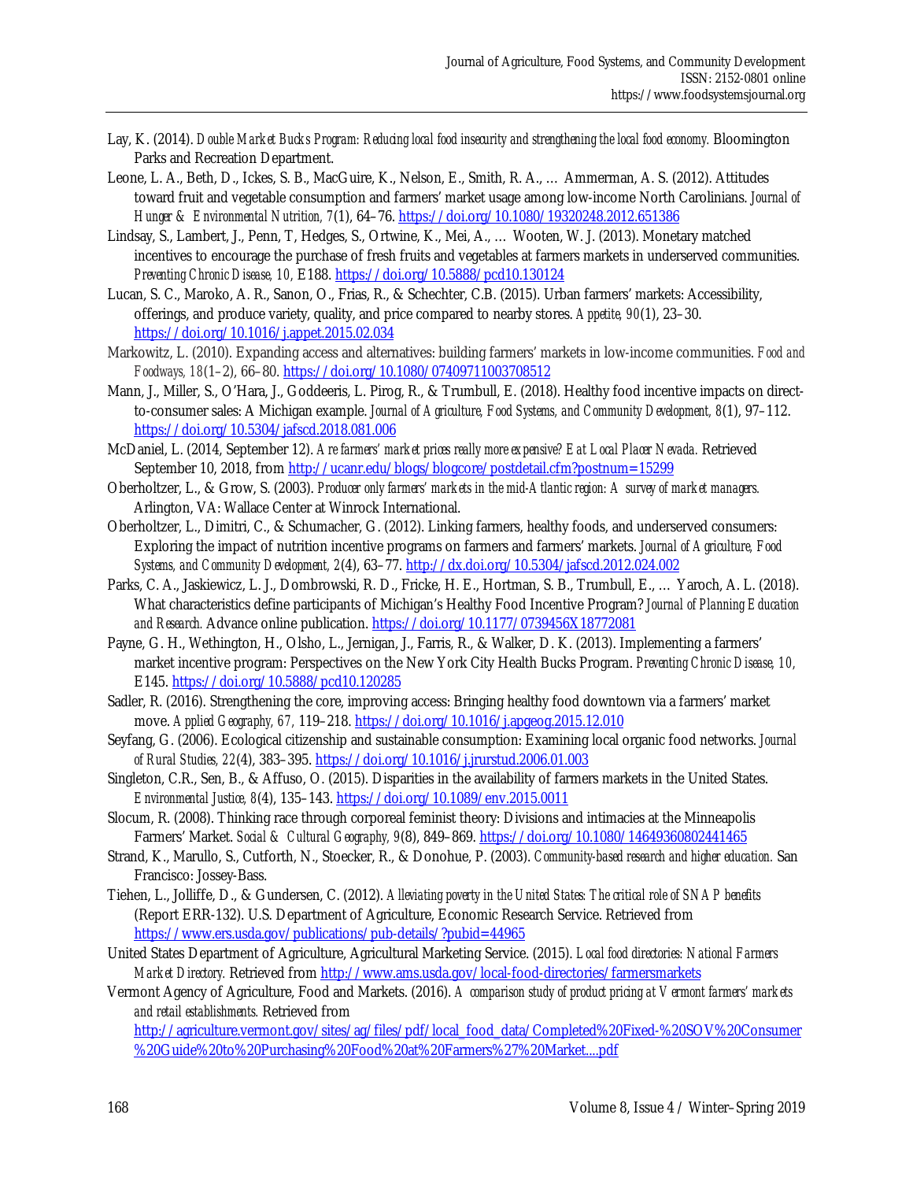Lay, K. (2014). *Double Market Bucks Program: Reducing local food insecurity and strengthening the local food economy.* Bloomington Parks and Recreation Department.

Leone, L. A., Beth, D., Ickes, S. B., MacGuire, K., Nelson, E., Smith, R. A., … Ammerman, A. S. (2012). Attitudes toward fruit and vegetable consumption and farmers' market usage among low-income North Carolinians. *Journal of Hunger & Environmental Nutrition, 7*(1), 64–76. https://doi.org/10.1080/19320248.2012.651386

Lindsay, S., Lambert, J., Penn, T, Hedges, S., Ortwine, K., Mei, A., … Wooten, W. J. (2013). Monetary matched incentives to encourage the purchase of fresh fruits and vegetables at farmers markets in underserved communities. *Preventing Chronic Disease, 10,* E188. https://doi.org/10.5888/pcd10.130124

Lucan, S. C., Maroko, A. R., Sanon, O., Frias, R., & Schechter, C.B. (2015). Urban farmers' markets: Accessibility, offerings, and produce variety, quality, and price compared to nearby stores. *Appetite, 90*(1), 23–30. https://doi.org/10.1016/j.appet.2015.02.034

Markowitz, L. (2010). Expanding access and alternatives: building farmers' markets in low-income communities. *Food and Foodways, 18*(1–2), 66–80. https://doi.org/10.1080/07409711003708512

Mann, J., Miller, S., O'Hara, J., Goddeeris, L. Pirog, R., & Trumbull, E. (2018). Healthy food incentive impacts on direct-to-consumer sales: A Michigan example. *Journal of Agriculture, Food Systems, and Community Development, 8*(1), 97–112. https://doi.org/10.5304/jafscd.2018.081.006

McDaniel, L. (2014, September 12). *Are farmers' market prices really more expensive? Eat Local Placer Nevada.* Retrieved September 10, 2018, from http://ucanr.edu/blogs/blogcore/postdetail.cfm?postnum=15299

Oberholtzer, L., & Grow, S. (2003). *Producer only farmers' markets in the mid-Atlantic region: A survey of market managers.* Arlington, VA: Wallace Center at Winrock International.

Oberholtzer, L., Dimitri, C., & Schumacher, G. (2012). Linking farmers, healthy foods, and underserved consumers: Exploring the impact of nutrition incentive programs on farmers and farmers' markets. *Journal of Agriculture, Food Systems, and Community Development, 2*(4), 63–77. http://dx.doi.org/10.5304/jafscd.2012.024.002

Parks, C. A., Jaskiewicz, L. J., Dombrowski, R. D., Fricke, H. E., Hortman, S. B., Trumbull, E., … Yaroch, A. L. (2018). What characteristics define participants of Michigan's Healthy Food Incentive Program? *Journal of Planning Education and Research.* Advance online publication. https://doi.org/10.1177/0739456X18772081

Payne, G. H., Wethington, H., Olsho, L., Jernigan, J., Farris, R., & Walker, D. K. (2013). Implementing a farmers' market incentive program: Perspectives on the New York City Health Bucks Program. *Preventing Chronic Disease, 10,* E145. https://doi.org/10.5888/pcd10.120285

Sadler, R. (2016). Strengthening the core, improving access: Bringing healthy food downtown via a farmers' market move. *Applied Geography, 67,* 119–218. https://doi.org/10.1016/j.apgeog.2015.12.010

Seyfang, G. (2006). Ecological citizenship and sustainable consumption: Examining local organic food networks. *Journal of Rural Studies, 22*(4), 383–395. https://doi.org/10.1016/j.jrurstud.2006.01.003

Singleton, C.R., Sen, B., & Affuso, O. (2015). Disparities in the availability of farmers markets in the United States. *Environmental Justice, 8*(4), 135–143. https://doi.org/10.1089/env.2015.0011

Slocum, R. (2008). Thinking race through corporeal feminist theory: Divisions and intimacies at the Minneapolis Farmers' Market. *Social & Cultural Geography, 9*(8), 849–869. https://doi.org/10.1080/14649360802441465

Strand, K., Marullo, S., Cutforth, N., Stoecker, R., & Donohue, P. (2003). *Community-based research and higher education.* San Francisco: Jossey-Bass.

Tiehen, L., Jolliffe, D., & Gundersen, C. (2012). *Alleviating poverty in the United States: The critical role of SNAP benefits* (Report ERR-132). U.S. Department of Agriculture, Economic Research Service. Retrieved from https://www.ers.usda.gov/publications/pub-details/?pubid=44965

United States Department of Agriculture, Agricultural Marketing Service. (2015). *Local food directories: National Farmers Market Directory.* Retrieved from http://www.ams.usda.gov/local-food-directories/farmersmarkets

Vermont Agency of Agriculture, Food and Markets. (2016). *A comparison study of product pricing at Vermont farmers' markets and retail establishments.* Retrieved from http://agriculture.vermont.gov/sites/ag/files/pdf/local_food_data/Completed%20Fixed-%20SOV%20Consumer%20Guide%20to%20Purchasing%20Food%20at%20Farmers%27%20Market....pdf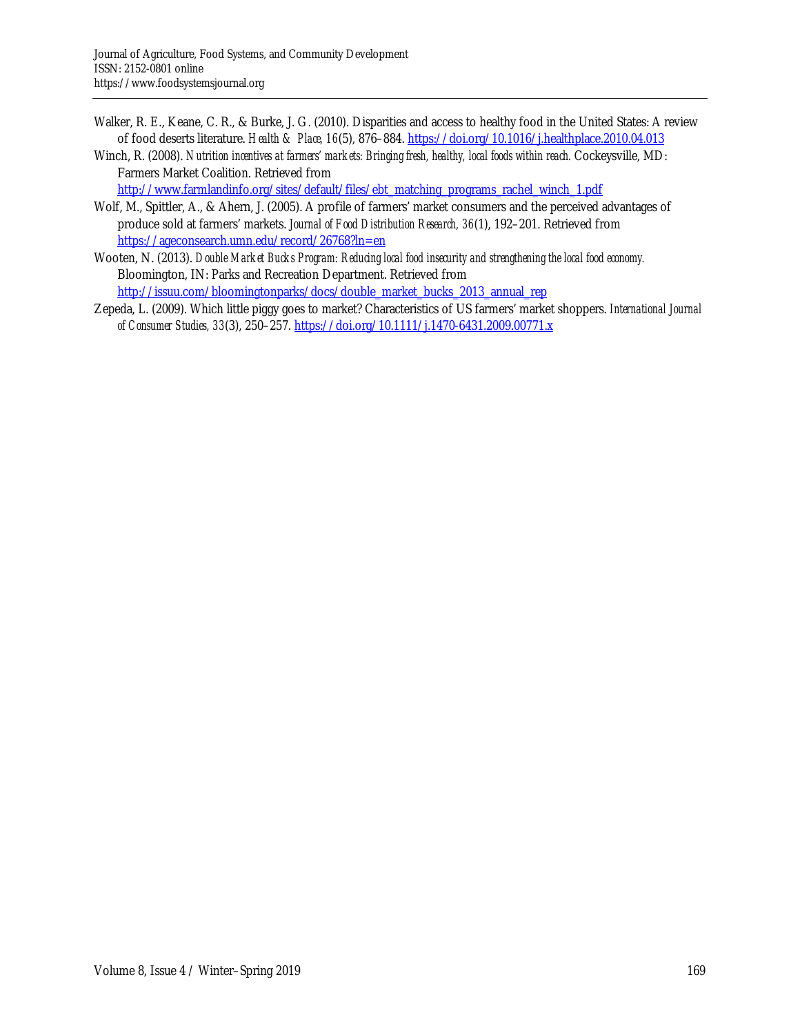Walker, R. E., Keane, C. R., & Burke, J. G. (2010). Disparities and access to healthy food in the United States: A review of food deserts literature. *Health & Place, 16*(5), 876–884. https://doi.org/10.1016/j.healthplace.2010.04.013

Winch, R. (2008). *Nutrition incentives at farmers' markets: Bringing fresh, healthy, local foods within reach.* Cockeysville, MD: Farmers Market Coalition. Retrieved from http://www.farmlandinfo.org/sites/default/files/ebt_matching_programs_rachel_winch_1.pdf

Wolf, M., Spittler, A., & Ahern, J. (2005). A profile of farmers' market consumers and the perceived advantages of produce sold at farmers' markets. *Journal of Food Distribution Research, 36*(1), 192–201. Retrieved from https://ageconsearch.umn.edu/record/26768?ln=en

Wooten, N. (2013). *Double Market Bucks Program: Reducing local food insecurity and strengthening the local food economy.* Bloomington, IN: Parks and Recreation Department. Retrieved from http://issuu.com/bloomingtonparks/docs/double_market_bucks_2013_annual_rep

Zepeda, L. (2009). Which little piggy goes to market? Characteristics of US farmers' market shoppers. *International Journal of Consumer Studies, 33*(3), 250–257. https://doi.org/10.1111/j.1470-6431.2009.00771.x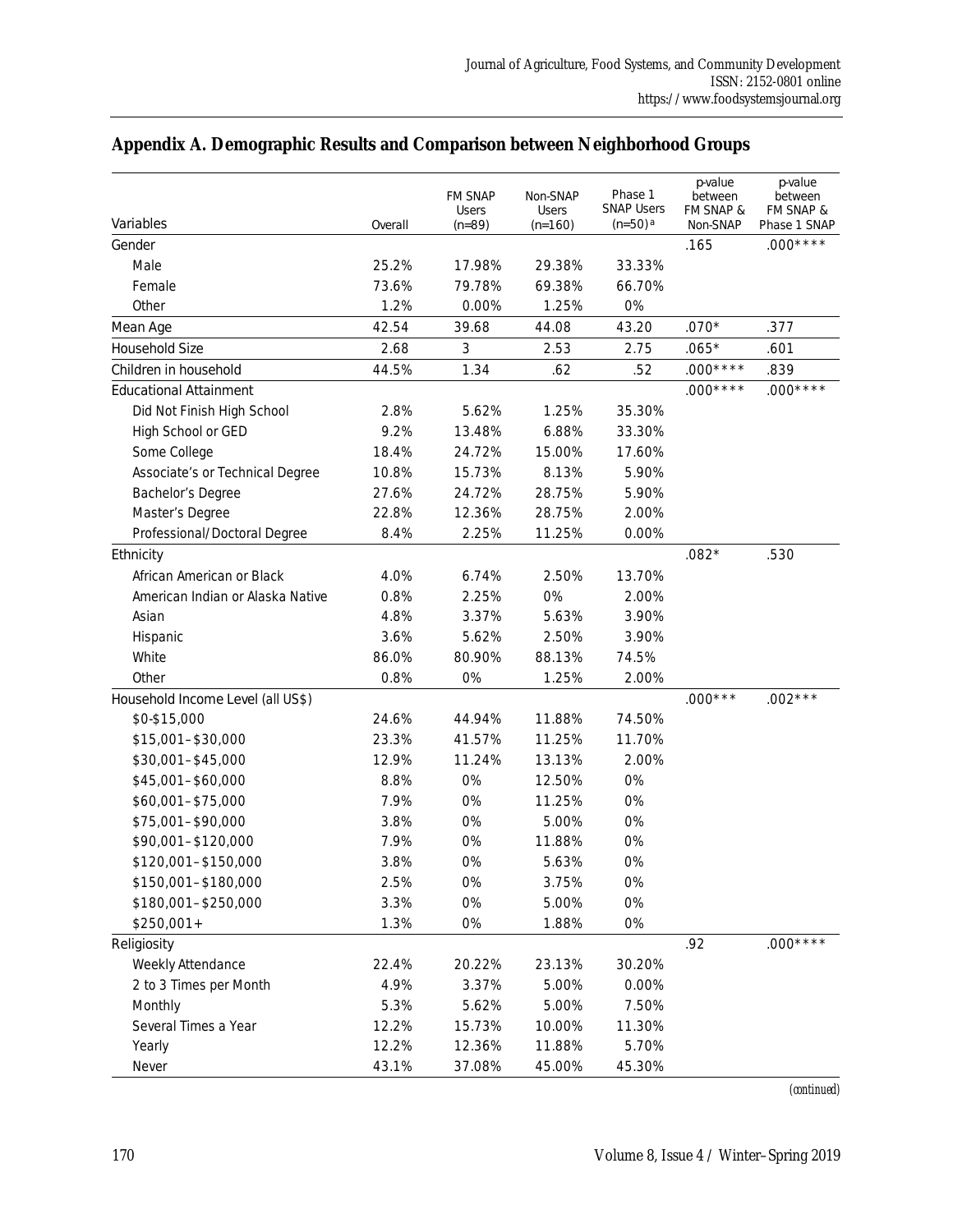## Appendix A. Demographic Results and Comparison between Neighborhood Groups

| Variables | Overall | FM SNAP Users (n=89) | Non-SNAP Users (n=160) | Phase 1 SNAP Users (n=50)[a] | p-value between FM SNAP & Non-SNAP | p-value between FM SNAP & Phase 1 SNAP |
|---|---|---|---|---|---|---|
| Gender | | | | | .165 | .000**** |
| Male | 25.2% | 17.98% | 29.38% | 33.33% | | |
| Female | 73.6% | 79.78% | 69.38% | 66.70% | | |
| Other | 1.2% | 0.00% | 1.25% | 0% | | |
| Mean Age | 42.54 | 39.68 | 44.08 | 43.20 | .070* | .377 |
| Household Size | 2.68 | 3 | 2.53 | 2.75 | .065* | .601 |
| Children in household | 44.5% | 1.34 | .62 | .52 | .000**** | .839 |
| Educational Attainment | | | | | .000**** | .000**** |
| Did Not Finish High School | 2.8% | 5.62% | 1.25% | 35.30% | | |
| High School or GED | 9.2% | 13.48% | 6.88% | 33.30% | | |
| Some College | 18.4% | 24.72% | 15.00% | 17.60% | | |
| Associate's or Technical Degree | 10.8% | 15.73% | 8.13% | 5.90% | | |
| Bachelor's Degree | 27.6% | 24.72% | 28.75% | 5.90% | | |
| Master's Degree | 22.8% | 12.36% | 28.75% | 2.00% | | |
| Professional/Doctoral Degree | 8.4% | 2.25% | 11.25% | 0.00% | | |
| Ethnicity | | | | | .082* | .530 |
| African American or Black | 4.0% | 6.74% | 2.50% | 13.70% | | |
| American Indian or Alaska Native | 0.8% | 2.25% | 0% | 2.00% | | |
| Asian | 4.8% | 3.37% | 5.63% | 3.90% | | |
| Hispanic | 3.6% | 5.62% | 2.50% | 3.90% | | |
| White | 86.0% | 80.90% | 88.13% | 74.5% | | |
| Other | 0.8% | 0% | 1.25% | 2.00% | | |
| Household Income Level (all US$) | | | | | .000*** | .002*** |
| $0-$15,000 | 24.6% | 44.94% | 11.88% | 74.50% | | |
| $15,001–$30,000 | 23.3% | 41.57% | 11.25% | 11.70% | | |
| $30,001–$45,000 | 12.9% | 11.24% | 13.13% | 2.00% | | |
| $45,001–$60,000 | 8.8% | 0% | 12.50% | 0% | | |
| $60,001–$75,000 | 7.9% | 0% | 11.25% | 0% | | |
| $75,001–$90,000 | 3.8% | 0% | 5.00% | 0% | | |
| $90,001–$120,000 | 7.9% | 0% | 11.88% | 0% | | |
| $120,001–$150,000 | 3.8% | 0% | 5.63% | 0% | | |
| $150,001–$180,000 | 2.5% | 0% | 3.75% | 0% | | |
| $180,001–$250,000 | 3.3% | 0% | 5.00% | 0% | | |
| $250,001+ | 1.3% | 0% | 1.88% | 0% | | |
| Religiosity | | | | | .92 | .000**** |
| Weekly Attendance | 22.4% | 20.22% | 23.13% | 30.20% | | |
| 2 to 3 Times per Month | 4.9% | 3.37% | 5.00% | 0.00% | | |
| Monthly | 5.3% | 5.62% | 5.00% | 7.50% | | |
| Several Times a Year | 12.2% | 15.73% | 10.00% | 11.30% | | |
| Yearly | 12.2% | 12.36% | 11.88% | 5.70% | | |
| Never | 43.1% | 37.08% | 45.00% | 45.30% | | |

*(continued)*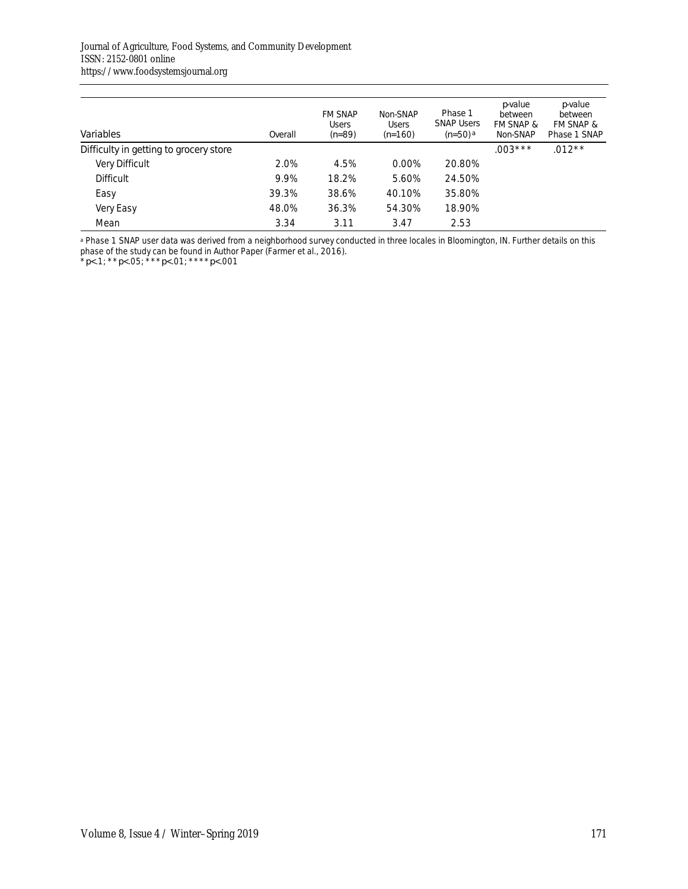| Variables | Overall | FM SNAP Users (n=89) | Non-SNAP Users (n=160) | Phase 1 SNAP Users (n=50)[a] | p-value between FM SNAP & Non-SNAP | p-value between FM SNAP & Phase 1 SNAP |
|---|---|---|---|---|---|---|
| Difficulty in getting to grocery store | | | | | .003*** | .012** |
| Very Difficult | 2.0% | 4.5% | 0.00% | 20.80% | | |
| Difficult | 9.9% | 18.2% | 5.60% | 24.50% | | |
| Easy | 39.3% | 38.6% | 40.10% | 35.80% | | |
| Very Easy | 48.0% | 36.3% | 54.30% | 18.90% | | |
| Mean | 3.34 | 3.11 | 3.47 | 2.53 | | |

[a] Phase 1 SNAP user data was derived from a neighborhood survey conducted in three locales in Bloomington, IN. Further details on this phase of the study can be found in Author Paper (Farmer et al., 2016).

* p<.1; ** p<.05; *** p<.01; **** p<.001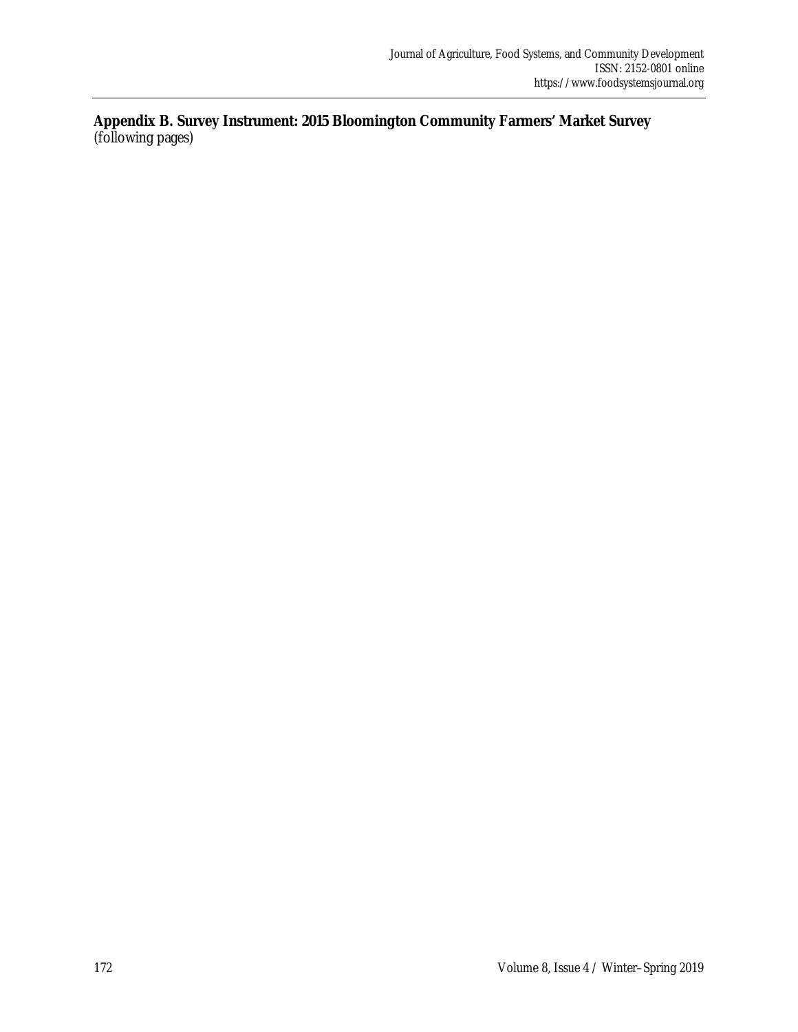**Appendix B. Survey Instrument: 2015 Bloomington Community Farmers' Market Survey**
(following pages)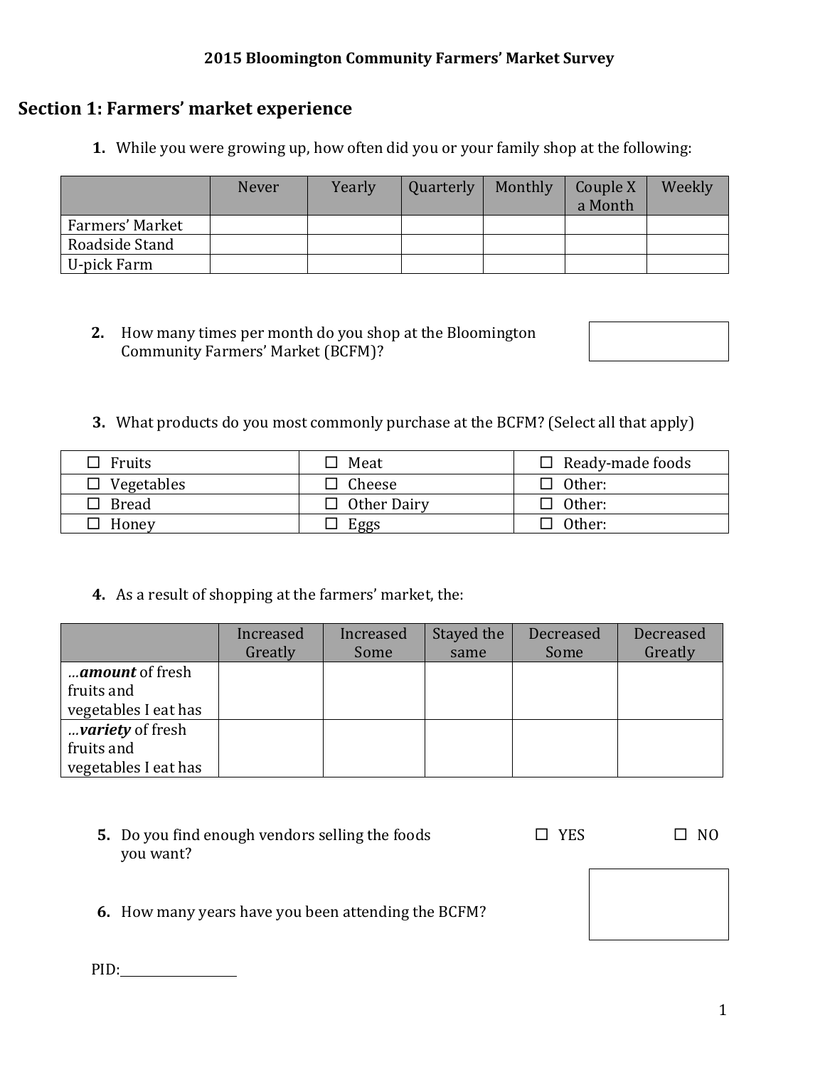**2015 Bloomington Community Farmers' Market Survey**

## Section 1: Farmers' market experience

1. While you were growing up, how often did you or your family shop at the following:

| | Never | Yearly | Quarterly | Monthly | Couple X a Month | Weekly |
|---|---|---|---|---|---|---|
| Farmers' Market | | | | | | |
| Roadside Stand | | | | | | |
| U-pick Farm | | | | | | |

2. How many times per month do you shop at the Bloomington Community Farmers' Market (BCFM)? [ ]

3. What products do you most commonly purchase at the BCFM? (Select all that apply)

| | | |
|---|---|---|
| ☐ Fruits | ☐ Meat | ☐ Ready-made foods |
| ☐ Vegetables | ☐ Cheese | ☐ Other: |
| ☐ Bread | ☐ Other Dairy | ☐ Other: |
| ☐ Honey | ☐ Eggs | ☐ Other: |

4. As a result of shopping at the farmers' market, the:

| | Increased Greatly | Increased Some | Stayed the same | Decreased Some | Decreased Greatly |
|---|---|---|---|---|---|
| ...***amount*** of fresh fruits and vegetables I eat has | | | | | |
| ...***variety*** of fresh fruits and vegetables I eat has | | | | | |

5. Do you find enough vendors selling the foods you want? ☐ YES ☐ NO

6. How many years have you been attending the BCFM? [ ]

PID:\_\_\_\_\_\_\_\_\_\_\_\_\_\_\_\_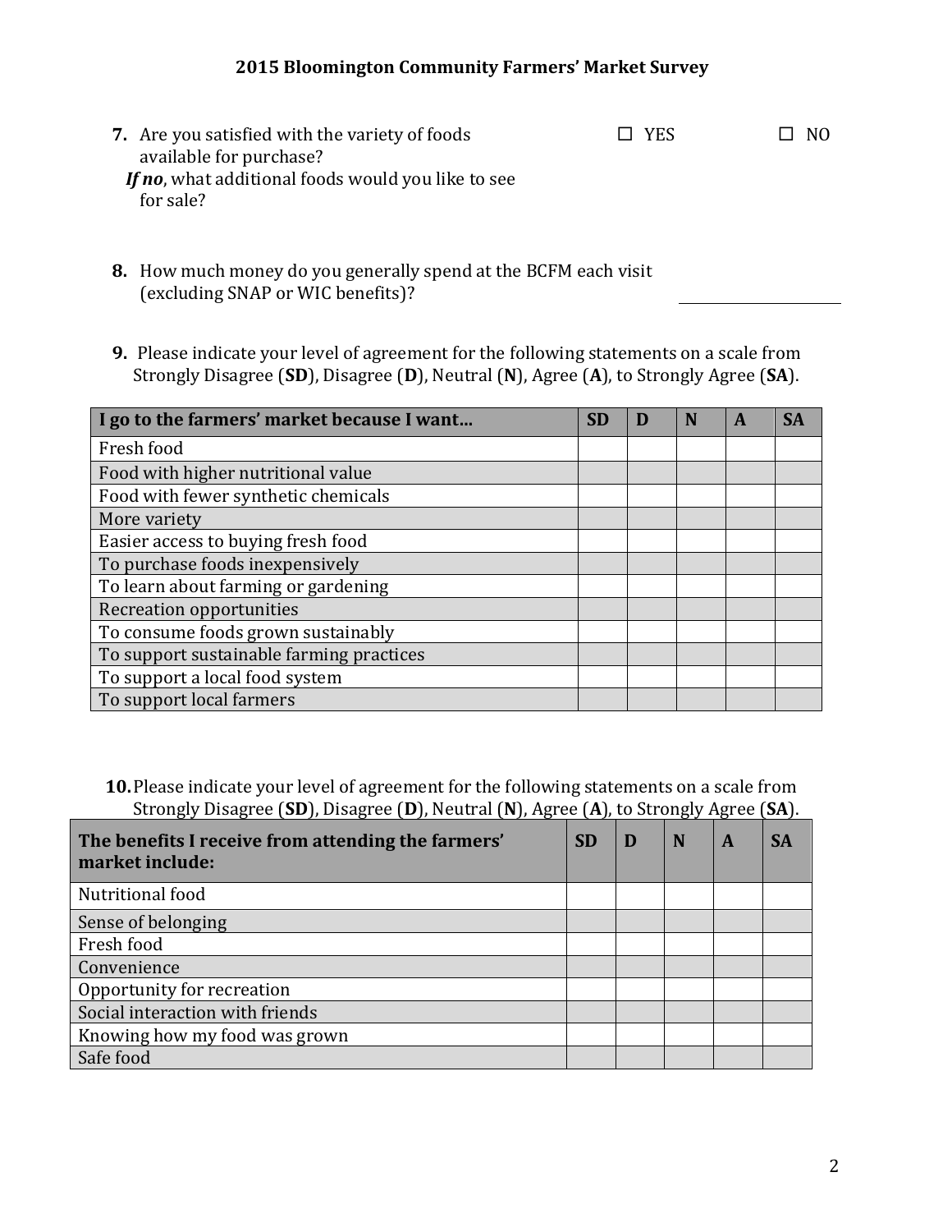## 2015 Bloomington Community Farmers' Market Survey

**7.** Are you satisfied with the variety of foods available for purchase? ☐ YES ☐ NO

*If no*, what additional foods would you like to see for sale?

**8.** How much money do you generally spend at the BCFM each visit (excluding SNAP or WIC benefits)? ____________

**9.** Please indicate your level of agreement for the following statements on a scale from Strongly Disagree (**SD**), Disagree (**D**), Neutral (**N**), Agree (**A**), to Strongly Agree (**SA**).

| I go to the farmers' market because I want… | SD | D | N | A | SA |
|---|---|---|---|---|---|
| Fresh food | | | | | |
| Food with higher nutritional value | | | | | |
| Food with fewer synthetic chemicals | | | | | |
| More variety | | | | | |
| Easier access to buying fresh food | | | | | |
| To purchase foods inexpensively | | | | | |
| To learn about farming or gardening | | | | | |
| Recreation opportunities | | | | | |
| To consume foods grown sustainably | | | | | |
| To support sustainable farming practices | | | | | |
| To support a local food system | | | | | |
| To support local farmers | | | | | |

**10.** Please indicate your level of agreement for the following statements on a scale from Strongly Disagree (**SD**), Disagree (**D**), Neutral (**N**), Agree (**A**), to Strongly Agree (**SA**).

| The benefits I receive from attending the farmers' market include: | SD | D | N | A | SA |
|---|---|---|---|---|---|
| Nutritional food | | | | | |
| Sense of belonging | | | | | |
| Fresh food | | | | | |
| Convenience | | | | | |
| Opportunity for recreation | | | | | |
| Social interaction with friends | | | | | |
| Knowing how my food was grown | | | | | |
| Safe food | | | | | |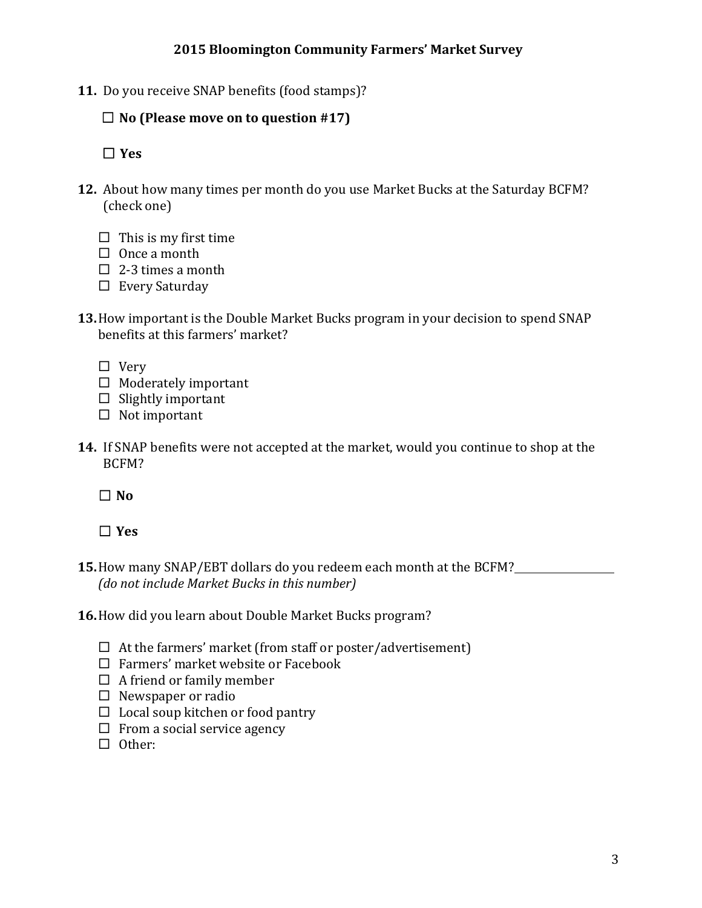## 2015 Bloomington Community Farmers' Market Survey

**11.** Do you receive SNAP benefits (food stamps)?

☐ **No (Please move on to question #17)**

☐ **Yes**

**12.** About how many times per month do you use Market Bucks at the Saturday BCFM? (check one)

☐ This is my first time
☐ Once a month
☐ 2-3 times a month
☐ Every Saturday

**13.** How important is the Double Market Bucks program in your decision to spend SNAP benefits at this farmers' market?

☐ Very
☐ Moderately important
☐ Slightly important
☐ Not important

**14.** If SNAP benefits were not accepted at the market, would you continue to shop at the BCFM?

☐ **No**

☐ **Yes**

**15.** How many SNAP/EBT dollars do you redeem each month at the BCFM? ________________
*(do not include Market Bucks in this number)*

**16.** How did you learn about Double Market Bucks program?

☐ At the farmers' market (from staff or poster/advertisement)
☐ Farmers' market website or Facebook
☐ A friend or family member
☐ Newspaper or radio
☐ Local soup kitchen or food pantry
☐ From a social service agency
☐ Other: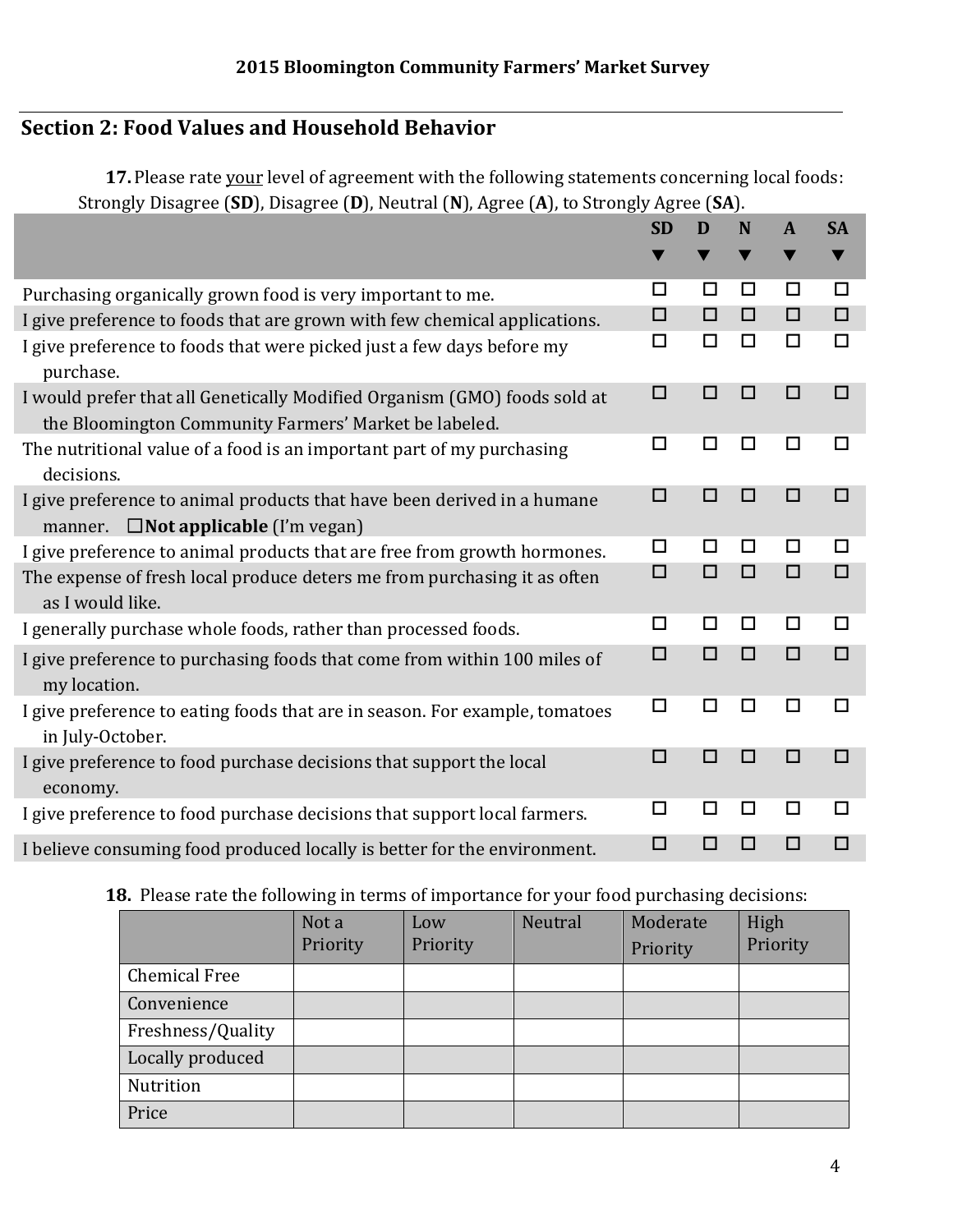## Section 2: Food Values and Household Behavior

**17.** Please rate <u>your</u> level of agreement with the following statements concerning local foods: Strongly Disagree (**SD**), Disagree (**D**), Neutral (**N**), Agree (**A**), to Strongly Agree (**SA**).

| | SD ▼ | D ▼ | N ▼ | A ▼ | SA ▼ |
|---|---|---|---|---|---|
| Purchasing organically grown food is very important to me. | ☐ | ☐ | ☐ | ☐ | ☐ |
| I give preference to foods that are grown with few chemical applications. | ☐ | ☐ | ☐ | ☐ | ☐ |
| I give preference to foods that were picked just a few days before my purchase. | ☐ | ☐ | ☐ | ☐ | ☐ |
| I would prefer that all Genetically Modified Organism (GMO) foods sold at the Bloomington Community Farmers' Market be labeled. | ☐ | ☐ | ☐ | ☐ | ☐ |
| The nutritional value of a food is an important part of my purchasing decisions. | ☐ | ☐ | ☐ | ☐ | ☐ |
| I give preference to animal products that have been derived in a humane manner. ☐**Not applicable** (I'm vegan) | ☐ | ☐ | ☐ | ☐ | ☐ |
| I give preference to animal products that are free from growth hormones. | ☐ | ☐ | ☐ | ☐ | ☐ |
| The expense of fresh local produce deters me from purchasing it as often as I would like. | ☐ | ☐ | ☐ | ☐ | ☐ |
| I generally purchase whole foods, rather than processed foods. | ☐ | ☐ | ☐ | ☐ | ☐ |
| I give preference to purchasing foods that come from within 100 miles of my location. | ☐ | ☐ | ☐ | ☐ | ☐ |
| I give preference to eating foods that are in season. For example, tomatoes in July-October. | ☐ | ☐ | ☐ | ☐ | ☐ |
| I give preference to food purchase decisions that support the local economy. | ☐ | ☐ | ☐ | ☐ | ☐ |
| I give preference to food purchase decisions that support local farmers. | ☐ | ☐ | ☐ | ☐ | ☐ |
| I believe consuming food produced locally is better for the environment. | ☐ | ☐ | ☐ | ☐ | ☐ |

**18.** Please rate the following in terms of importance for your food purchasing decisions:

| | Not a Priority | Low Priority | Neutral | Moderate Priority | High Priority |
|---|---|---|---|---|---|
| Chemical Free | | | | | |
| Convenience | | | | | |
| Freshness/Quality | | | | | |
| Locally produced | | | | | |
| Nutrition | | | | | |
| Price | | | | | |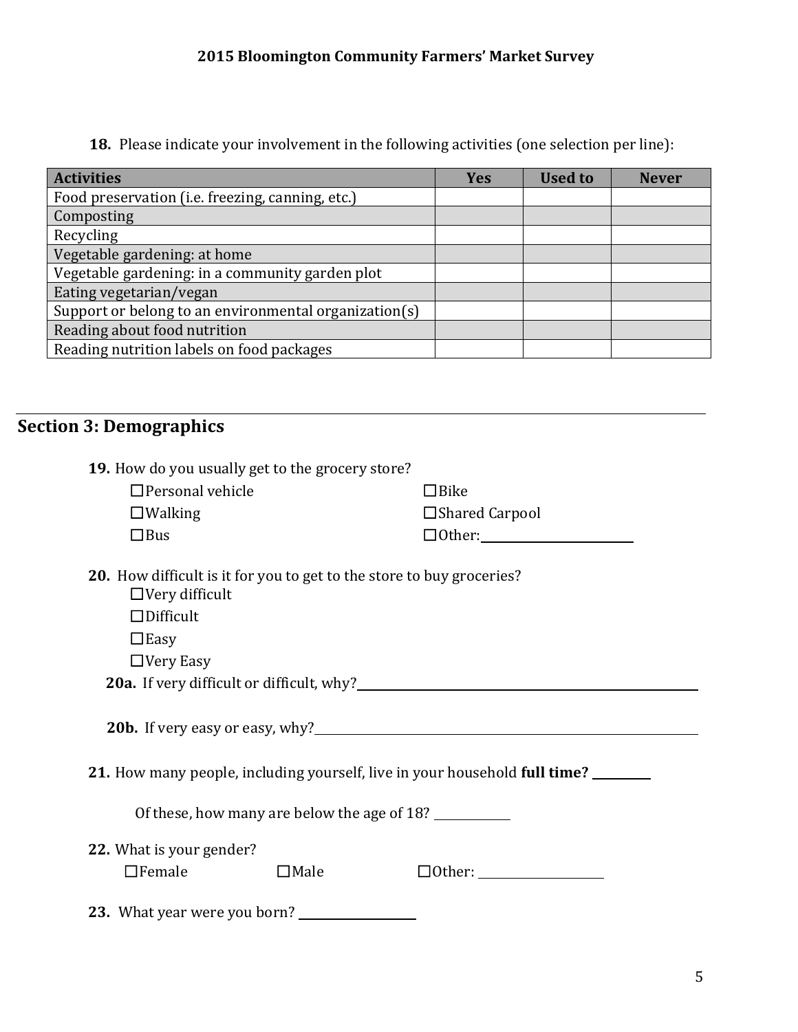**18.** Please indicate your involvement in the following activities (one selection per line):

| Activities | Yes | Used to | Never |
|---|---|---|---|
| Food preservation (i.e. freezing, canning, etc.) | | | |
| Composting | | | |
| Recycling | | | |
| Vegetable gardening: at home | | | |
| Vegetable gardening: in a community garden plot | | | |
| Eating vegetarian/vegan | | | |
| Support or belong to an environmental organization(s) | | | |
| Reading about food nutrition | | | |
| Reading nutrition labels on food packages | | | |

## Section 3: Demographics

**19.** How do you usually get to the grocery store?

☐Personal vehicle ☐Bike
☐Walking ☐Shared Carpool
☐Bus ☐Other: ____________

**20.** How difficult is it for you to get to the store to buy groceries?

☐Very difficult
☐Difficult
☐Easy
☐Very Easy

**20a.** If very difficult or difficult, why? ____________

**20b.** If very easy or easy, why? ____________

**21.** How many people, including yourself, live in your household **full time?** ______

Of these, how many are below the age of 18? ______

**22.** What is your gender?

☐Female ☐Male ☐Other: ____________

**23.** What year were you born? ____________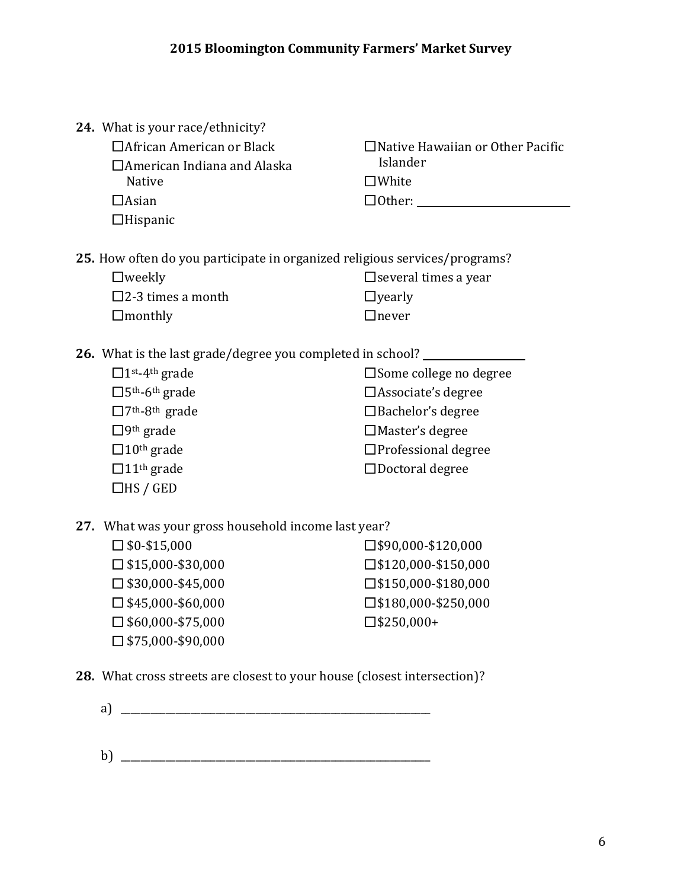**24.** What is your race/ethnicity?

- ☐African American or Black
- ☐American Indiana and Alaska Native
- ☐Asian
- ☐Hispanic
- ☐Native Hawaiian or Other Pacific Islander
- ☐White
- ☐Other: ______________________

**25.** How often do you participate in organized religious services/programs?

- ☐weekly
- ☐2-3 times a month
- ☐monthly
- ☐several times a year
- ☐yearly
- ☐never

**26.** What is the last grade/degree you completed in school? ________________

- ☐1st-4th grade
- ☐5th-6th grade
- ☐7th-8th grade
- ☐9th grade
- ☐10th grade
- ☐11th grade
- ☐HS / GED
- ☐Some college no degree
- ☐Associate's degree
- ☐Bachelor's degree
- ☐Master's degree
- ☐Professional degree
- ☐Doctoral degree

**27.** What was your gross household income last year?

- ☐ $0-$15,000
- ☐ $15,000-$30,000
- ☐ $30,000-$45,000
- ☐ $45,000-$60,000
- ☐ $60,000-$75,000
- ☐ $75,000-$90,000
- ☐$90,000-$120,000
- ☐$120,000-$150,000
- ☐$150,000-$180,000
- ☐$180,000-$250,000
- ☐$250,000+

**28.** What cross streets are closest to your house (closest intersection)?

a) ____________________________________________________

b) ____________________________________________________